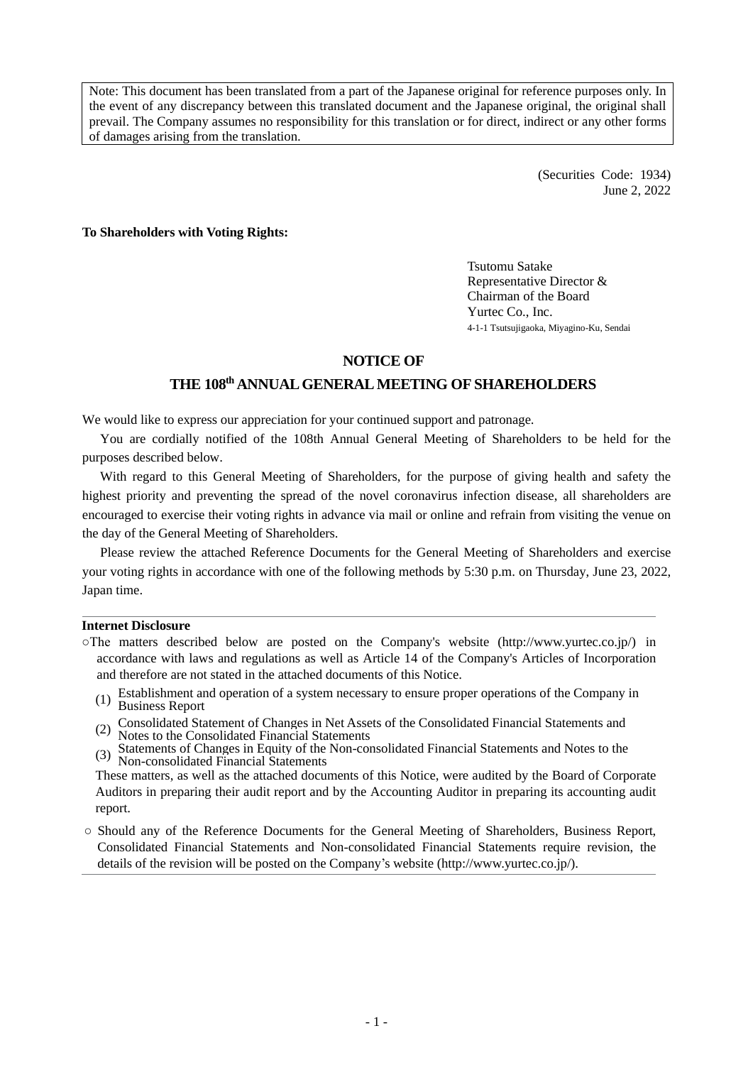> Note: This document has been translated from a part of the Japanese original for reference purposes only. In the event of any discrepancy between this translated document and the Japanese original, the original shall prevail. The Company assumes no responsibility for this translation or for direct, indirect or any other forms of damages arising from the translation.

(Securities Code: 1934)
June 2, 2022

**To Shareholders with Voting Rights:**

Tsutomu Satake
Representative Director &
Chairman of the Board
Yurtec Co., Inc.
4-1-1 Tsutsujigaoka, Miyagino-Ku, Sendai

# NOTICE OF THE 108th ANNUAL GENERAL MEETING OF SHAREHOLDERS

We would like to express our appreciation for your continued support and patronage.

You are cordially notified of the 108th Annual General Meeting of Shareholders to be held for the purposes described below.

With regard to this General Meeting of Shareholders, for the purpose of giving health and safety the highest priority and preventing the spread of the novel coronavirus infection disease, all shareholders are encouraged to exercise their voting rights in advance via mail or online and refrain from visiting the venue on the day of the General Meeting of Shareholders.

Please review the attached Reference Documents for the General Meeting of Shareholders and exercise your voting rights in accordance with one of the following methods by 5:30 p.m. on Thursday, June 23, 2022, Japan time.

---

**Internet Disclosure**

○ The matters described below are posted on the Company's website (http://www.yurtec.co.jp/) in accordance with laws and regulations as well as Article 14 of the Company's Articles of Incorporation and therefore are not stated in the attached documents of this Notice.

(1) Establishment and operation of a system necessary to ensure proper operations of the Company in Business Report

(2) Consolidated Statement of Changes in Net Assets of the Consolidated Financial Statements and Notes to the Consolidated Financial Statements

(3) Statements of Changes in Equity of the Non-consolidated Financial Statements and Notes to the Non-consolidated Financial Statements

These matters, as well as the attached documents of this Notice, were audited by the Board of Corporate Auditors in preparing their audit report and by the Accounting Auditor in preparing its accounting audit report.

○ Should any of the Reference Documents for the General Meeting of Shareholders, Business Report, Consolidated Financial Statements and Non-consolidated Financial Statements require revision, the details of the revision will be posted on the Company's website (http://www.yurtec.co.jp/).

---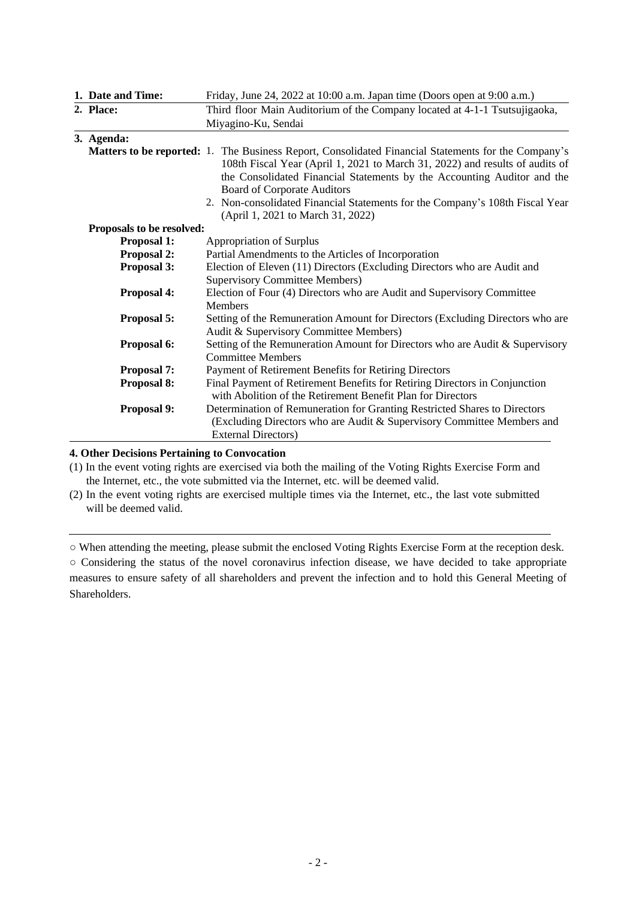| | |
|---|---|
| **1. Date and Time:** | Friday, June 24, 2022 at 10:00 a.m. Japan time (Doors open at 9:00 a.m.) |
| **2. Place:** | Third floor Main Auditorium of the Company located at 4-1-1 Tsutsujigaoka, Miyagino-Ku, Sendai |

**3. Agenda:**

**Matters to be reported:**

1. The Business Report, Consolidated Financial Statements for the Company's 108th Fiscal Year (April 1, 2021 to March 31, 2022) and results of audits of the Consolidated Financial Statements by the Accounting Auditor and the Board of Corporate Auditors
2. Non-consolidated Financial Statements for the Company's 108th Fiscal Year (April 1, 2021 to March 31, 2022)

**Proposals to be resolved:**

| | |
|---|---|
| **Proposal 1:** | Appropriation of Surplus |
| **Proposal 2:** | Partial Amendments to the Articles of Incorporation |
| **Proposal 3:** | Election of Eleven (11) Directors (Excluding Directors who are Audit and Supervisory Committee Members) |
| **Proposal 4:** | Election of Four (4) Directors who are Audit and Supervisory Committee Members |
| **Proposal 5:** | Setting of the Remuneration Amount for Directors (Excluding Directors who are Audit & Supervisory Committee Members) |
| **Proposal 6:** | Setting of the Remuneration Amount for Directors who are Audit & Supervisory Committee Members |
| **Proposal 7:** | Payment of Retirement Benefits for Retiring Directors |
| **Proposal 8:** | Final Payment of Retirement Benefits for Retiring Directors in Conjunction with Abolition of the Retirement Benefit Plan for Directors |
| **Proposal 9:** | Determination of Remuneration for Granting Restricted Shares to Directors (Excluding Directors who are Audit & Supervisory Committee Members and External Directors) |

**4. Other Decisions Pertaining to Convocation**

(1) In the event voting rights are exercised via both the mailing of the Voting Rights Exercise Form and the Internet, etc., the vote submitted via the Internet, etc. will be deemed valid.

(2) In the event voting rights are exercised multiple times via the Internet, etc., the last vote submitted will be deemed valid.

---

○ When attending the meeting, please submit the enclosed Voting Rights Exercise Form at the reception desk.

○ Considering the status of the novel coronavirus infection disease, we have decided to take appropriate measures to ensure safety of all shareholders and prevent the infection and to hold this General Meeting of Shareholders.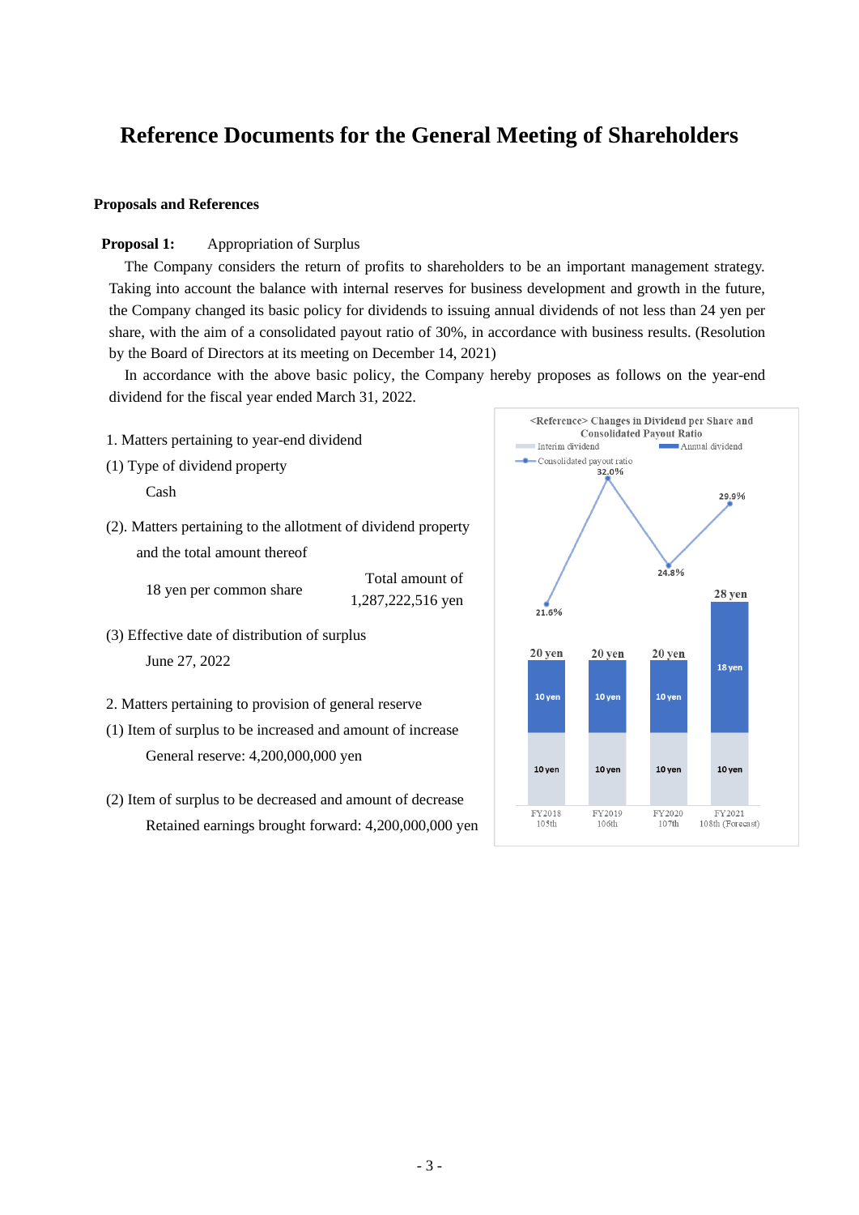# Reference Documents for the General Meeting of Shareholders

**Proposals and References**

**Proposal 1:** Appropriation of Surplus

The Company considers the return of profits to shareholders to be an important management strategy. Taking into account the balance with internal reserves for business development and growth in the future, the Company changed its basic policy for dividends to issuing annual dividends of not less than 24 yen per share, with the aim of a consolidated payout ratio of 30%, in accordance with business results. (Resolution by the Board of Directors at its meeting on December 14, 2021)

In accordance with the above basic policy, the Company hereby proposes as follows on the year-end dividend for the fiscal year ended March 31, 2022.

1. Matters pertaining to year-end dividend

(1) Type of dividend property

Cash

(2). Matters pertaining to the allotment of dividend property and the total amount thereof

18 yen per common share — Total amount of 1,287,222,516 yen

(3) Effective date of distribution of surplus

June 27, 2022

2. Matters pertaining to provision of general reserve

(1) Item of surplus to be increased and amount of increase

General reserve: 4,200,000,000 yen

(2) Item of surplus to be decreased and amount of decrease

Retained earnings brought forward: 4,200,000,000 yen

<Reference> Changes in Dividend per Share and Consolidated Payout Ratio

| | FY2018 105th | FY2019 106th | FY2020 107th | FY2021 108th (Forecast) |
|---|---|---|---|---|
| Interim dividend | 10 yen | 10 yen | 10 yen | 10 yen |
| Annual dividend | 10 yen | 10 yen | 10 yen | 18 yen |
| Total | 20 yen | 20 yen | 20 yen | 28 yen |
| Consolidated payout ratio | 21.6% | 32.0% | 24.8% | 29.9% |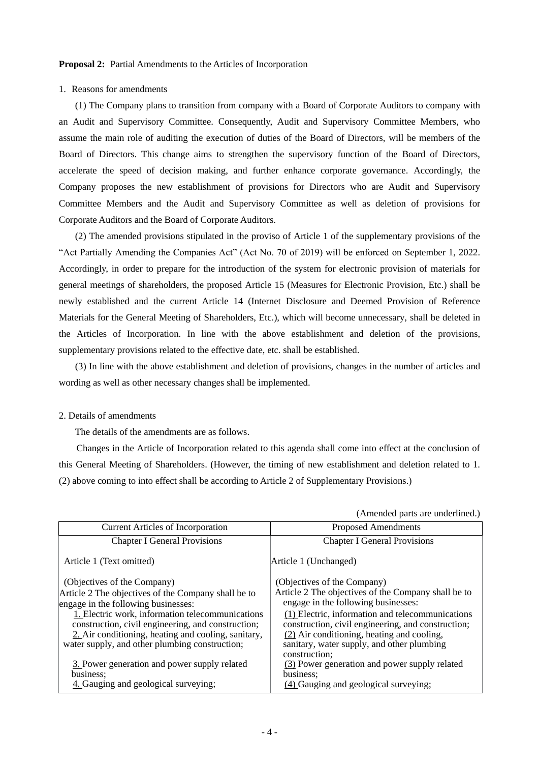**Proposal 2:** Partial Amendments to the Articles of Incorporation

1. Reasons for amendments

(1) The Company plans to transition from company with a Board of Corporate Auditors to company with an Audit and Supervisory Committee. Consequently, Audit and Supervisory Committee Members, who assume the main role of auditing the execution of duties of the Board of Directors, will be members of the Board of Directors. This change aims to strengthen the supervisory function of the Board of Directors, accelerate the speed of decision making, and further enhance corporate governance. Accordingly, the Company proposes the new establishment of provisions for Directors who are Audit and Supervisory Committee Members and the Audit and Supervisory Committee as well as deletion of provisions for Corporate Auditors and the Board of Corporate Auditors.

(2) The amended provisions stipulated in the proviso of Article 1 of the supplementary provisions of the "Act Partially Amending the Companies Act" (Act No. 70 of 2019) will be enforced on September 1, 2022. Accordingly, in order to prepare for the introduction of the system for electronic provision of materials for general meetings of shareholders, the proposed Article 15 (Measures for Electronic Provision, Etc.) shall be newly established and the current Article 14 (Internet Disclosure and Deemed Provision of Reference Materials for the General Meeting of Shareholders, Etc.), which will become unnecessary, shall be deleted in the Articles of Incorporation. In line with the above establishment and deletion of the provisions, supplementary provisions related to the effective date, etc. shall be established.

(3) In line with the above establishment and deletion of provisions, changes in the number of articles and wording as well as other necessary changes shall be implemented.

2. Details of amendments

The details of the amendments are as follows.

Changes in the Article of Incorporation related to this agenda shall come into effect at the conclusion of this General Meeting of Shareholders. (However, the timing of new establishment and deletion related to 1. (2) above coming to into effect shall be according to Article 2 of Supplementary Provisions.)

(Amended parts are underlined.)

| Current Articles of Incorporation | Proposed Amendments |
|---|---|
| Chapter I General Provisions | Chapter I General Provisions |
| Article 1 (Text omitted) | Article 1 (Unchanged) |
| (Objectives of the Company)<br>Article 2 The objectives of the Company shall be to engage in the following businesses:<br><u>1.</u> Electric work, information telecommunications construction, civil engineering, and construction;<br><u>2.</u> Air conditioning, heating and cooling, sanitary, water supply, and other plumbing construction;<br><u>3.</u> Power generation and power supply related business;<br><u>4.</u> Gauging and geological surveying; | (Objectives of the Company)<br>Article 2 The objectives of the Company shall be to engage in the following businesses:<br><u>(1)</u> Electric, information and telecommunications construction, civil engineering, and construction;<br><u>(2)</u> Air conditioning, heating and cooling, sanitary, water supply, and other plumbing construction;<br><u>(3)</u> Power generation and power supply related business;<br><u>(4)</u> Gauging and geological surveying; |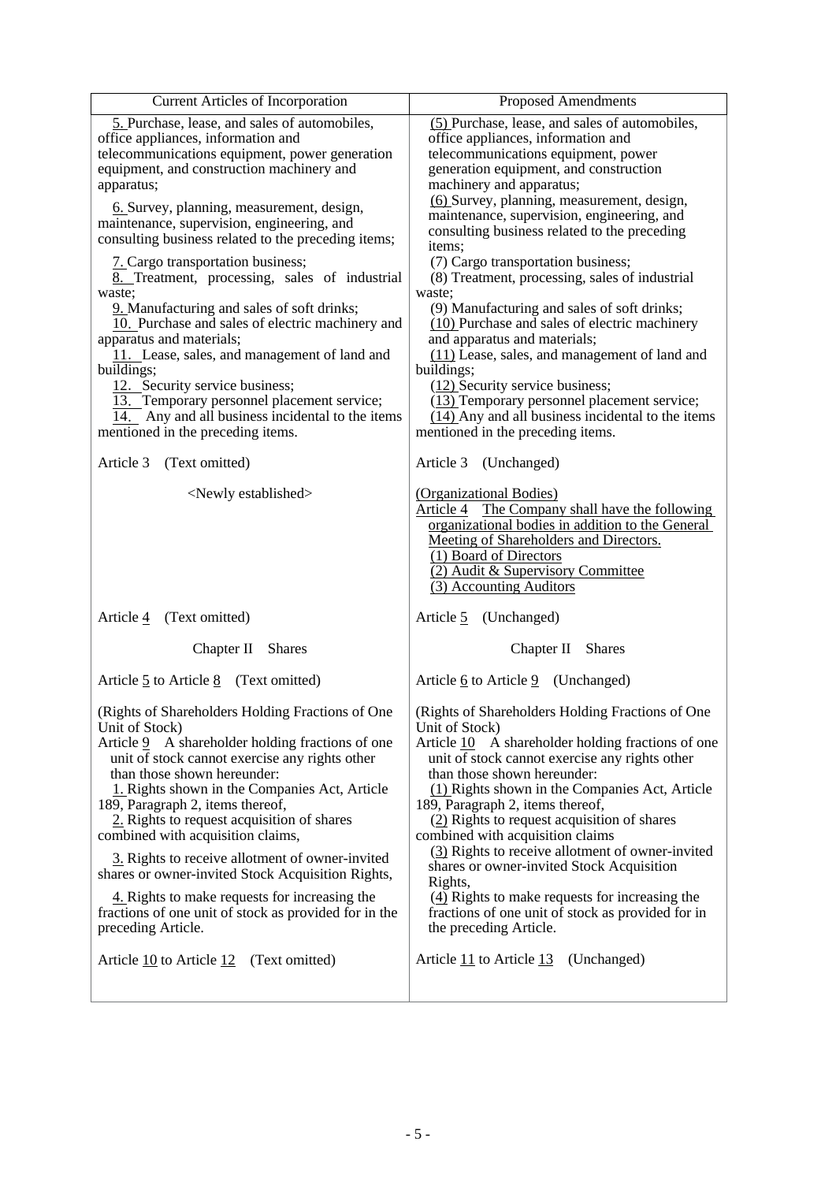| Current Articles of Incorporation | Proposed Amendments |
|---|---|
| 5. Purchase, lease, and sales of automobiles, office appliances, information and telecommunications equipment, power generation equipment, and construction machinery and apparatus;<br>6. Survey, planning, measurement, design, maintenance, supervision, engineering, and consulting business related to the preceding items;<br>7. Cargo transportation business;<br>8. Treatment, processing, sales of industrial waste;<br>9. Manufacturing and sales of soft drinks;<br>10. Purchase and sales of electric machinery and apparatus and materials;<br>11. Lease, sales, and management of land and buildings;<br>12. Security service business;<br>13. Temporary personnel placement service;<br>14. Any and all business incidental to the items mentioned in the preceding items. | (5) Purchase, lease, and sales of automobiles, office appliances, information and telecommunications equipment, power generation equipment, and construction machinery and apparatus;<br>(6) Survey, planning, measurement, design, maintenance, supervision, engineering, and consulting business related to the preceding items;<br>(7) Cargo transportation business;<br>(8) Treatment, processing, sales of industrial waste;<br>(9) Manufacturing and sales of soft drinks;<br>(10) Purchase and sales of electric machinery and apparatus and materials;<br>(11) Lease, sales, and management of land and buildings;<br>(12) Security service business;<br>(13) Temporary personnel placement service;<br>(14) Any and all business incidental to the items mentioned in the preceding items. |
| Article 3 (Text omitted) | Article 3 (Unchanged) |
| <Newly established> | (Organizational Bodies)<br>Article 4 The Company shall have the following organizational bodies in addition to the General Meeting of Shareholders and Directors.<br>(1) Board of Directors<br>(2) Audit & Supervisory Committee<br>(3) Accounting Auditors |
| Article 4 (Text omitted) | Article 5 (Unchanged) |
| Chapter II Shares | Chapter II Shares |
| Article 5 to Article 8 (Text omitted) | Article 6 to Article 9 (Unchanged) |
| (Rights of Shareholders Holding Fractions of One Unit of Stock)<br>Article 9 A shareholder holding fractions of one unit of stock cannot exercise any rights other than those shown hereunder:<br>1. Rights shown in the Companies Act, Article 189, Paragraph 2, items thereof,<br>2. Rights to request acquisition of shares combined with acquisition claims,<br>3. Rights to receive allotment of owner-invited shares or owner-invited Stock Acquisition Rights,<br>4. Rights to make requests for increasing the fractions of one unit of stock as provided for in the preceding Article. | (Rights of Shareholders Holding Fractions of One Unit of Stock)<br>Article 10 A shareholder holding fractions of one unit of stock cannot exercise any rights other than those shown hereunder:<br>(1) Rights shown in the Companies Act, Article 189, Paragraph 2, items thereof,<br>(2) Rights to request acquisition of shares combined with acquisition claims<br>(3) Rights to receive allotment of owner-invited shares or owner-invited Stock Acquisition Rights,<br>(4) Rights to make requests for increasing the fractions of one unit of stock as provided for in the preceding Article. |
| Article 10 to Article 12 (Text omitted) | Article 11 to Article 13 (Unchanged) |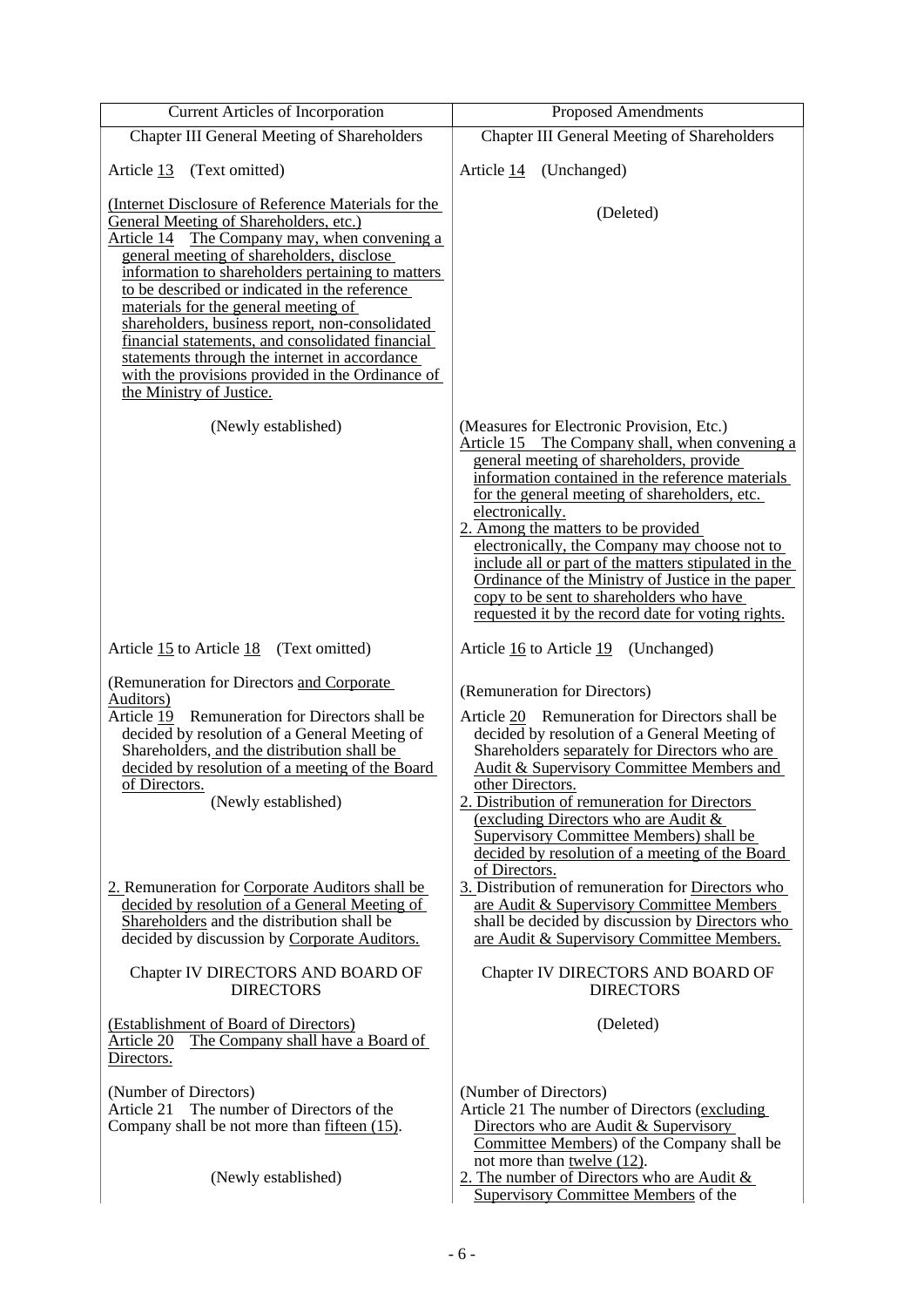| Current Articles of Incorporation | Proposed Amendments |
|---|---|
| Chapter III General Meeting of Shareholders | Chapter III General Meeting of Shareholders |
| Article 13 (Text omitted) | Article 14 (Unchanged) |
| (Internet Disclosure of Reference Materials for the General Meeting of Shareholders, etc.)<br>Article 14 The Company may, when convening a general meeting of shareholders, disclose information to shareholders pertaining to matters to be described or indicated in the reference materials for the general meeting of shareholders, business report, non-consolidated financial statements, and consolidated financial statements through the internet in accordance with the provisions provided in the Ordinance of the Ministry of Justice. | (Deleted) |
| (Newly established) | (Measures for Electronic Provision, Etc.)<br>Article 15 The Company shall, when convening a general meeting of shareholders, provide information contained in the reference materials for the general meeting of shareholders, etc. electronically.<br>2. Among the matters to be provided electronically, the Company may choose not to include all or part of the matters stipulated in the Ordinance of the Ministry of Justice in the paper copy to be sent to shareholders who have requested it by the record date for voting rights. |
| Article 15 to Article 18 (Text omitted) | Article 16 to Article 19 (Unchanged) |
| (Remuneration for Directors and Corporate Auditors)<br>Article 19 Remuneration for Directors shall be decided by resolution of a General Meeting of Shareholders, and the distribution shall be decided by resolution of a meeting of the Board of Directors. | (Remuneration for Directors)<br>Article 20 Remuneration for Directors shall be decided by resolution of a General Meeting of Shareholders separately for Directors who are Audit & Supervisory Committee Members and other Directors. |
| (Newly established) | 2. Distribution of remuneration for Directors (excluding Directors who are Audit & Supervisory Committee Members) shall be decided by resolution of a meeting of the Board of Directors. |
| 2. Remuneration for Corporate Auditors shall be decided by resolution of a General Meeting of Shareholders and the distribution shall be decided by discussion by Corporate Auditors. | 3. Distribution of remuneration for Directors who are Audit & Supervisory Committee Members shall be decided by discussion by Directors who are Audit & Supervisory Committee Members. |
| Chapter IV DIRECTORS AND BOARD OF DIRECTORS | Chapter IV DIRECTORS AND BOARD OF DIRECTORS |
| (Establishment of Board of Directors)<br>Article 20 The Company shall have a Board of Directors. | (Deleted) |
| (Number of Directors)<br>Article 21 The number of Directors of the Company shall be not more than fifteen (15). | (Number of Directors)<br>Article 21 The number of Directors (excluding Directors who are Audit & Supervisory Committee Members) of the Company shall be not more than twelve (12). |
| (Newly established) | 2. The number of Directors who are Audit & Supervisory Committee Members of the |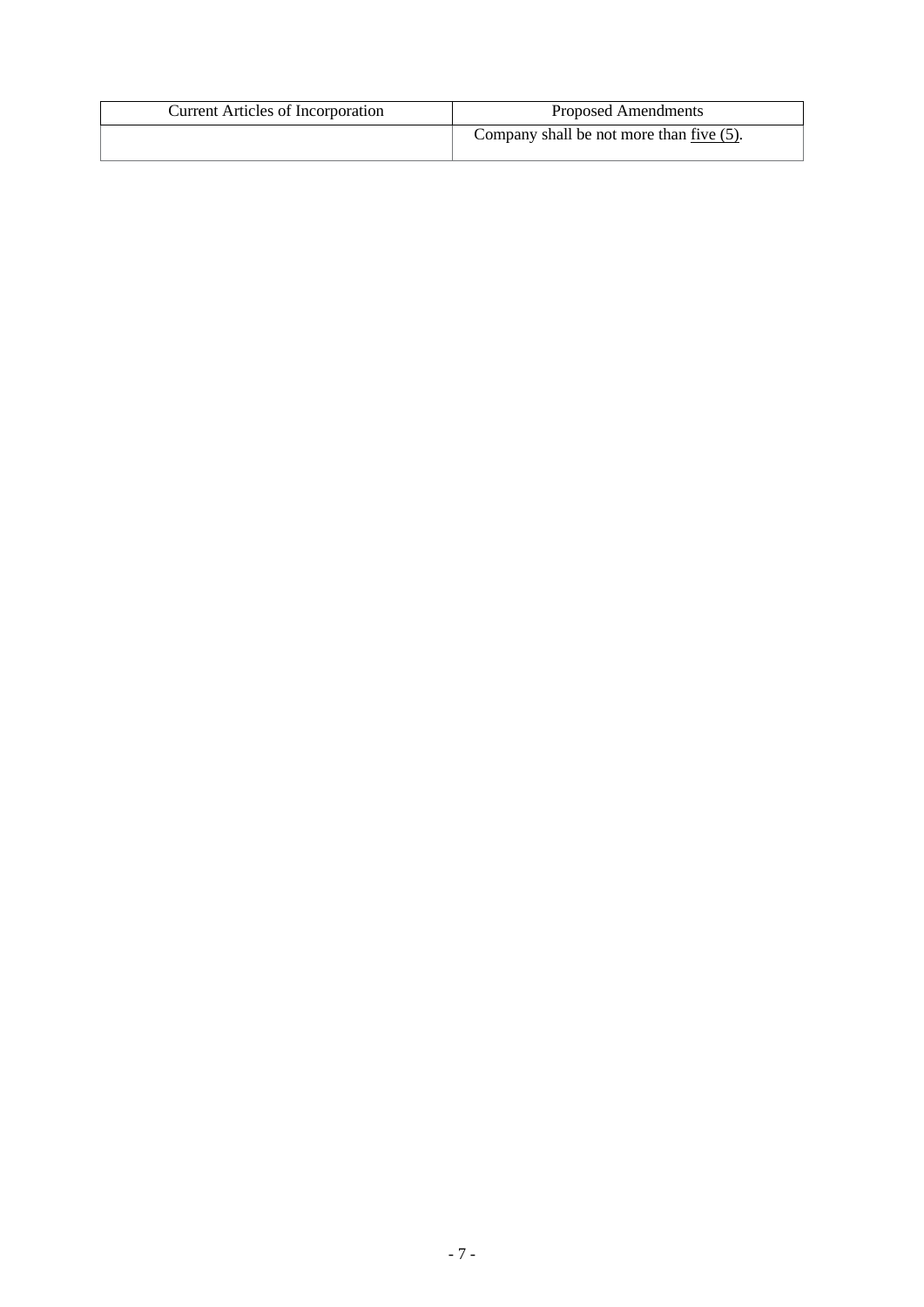| Current Articles of Incorporation | Proposed Amendments |
|---|---|
| | Company shall be not more than <u>five (5)</u>. |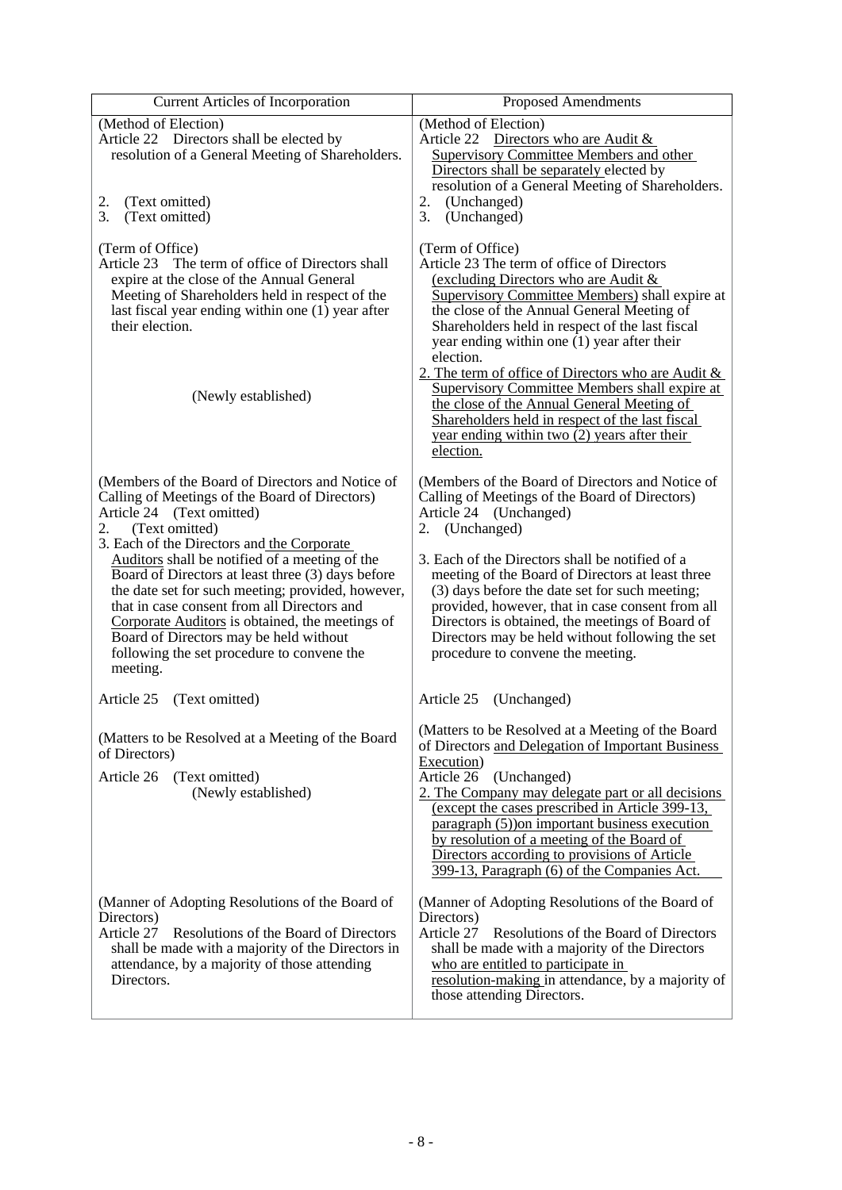| Current Articles of Incorporation | Proposed Amendments |
|---|---|
| (Method of Election)<br>Article 22 Directors shall be elected by resolution of a General Meeting of Shareholders.<br>2. (Text omitted)<br>3. (Text omitted) | (Method of Election)<br>Article 22 Directors who are Audit & Supervisory Committee Members and other Directors shall be separately elected by resolution of a General Meeting of Shareholders.<br>2. (Unchanged)<br>3. (Unchanged) |
| (Term of Office)<br>Article 23 The term of office of Directors shall expire at the close of the Annual General Meeting of Shareholders held in respect of the last fiscal year ending within one (1) year after their election.<br><br>(Newly established) | (Term of Office)<br>Article 23 The term of office of Directors (excluding Directors who are Audit & Supervisory Committee Members) shall expire at the close of the Annual General Meeting of Shareholders held in respect of the last fiscal year ending within one (1) year after their election.<br>2. The term of office of Directors who are Audit & Supervisory Committee Members shall expire at the close of the Annual General Meeting of Shareholders held in respect of the last fiscal year ending within two (2) years after their election. |
| (Members of the Board of Directors and Notice of Calling of Meetings of the Board of Directors)<br>Article 24 (Text omitted)<br>2. (Text omitted)<br>3. Each of the Directors and the Corporate Auditors shall be notified of a meeting of the Board of Directors at least three (3) days before the date set for such meeting; provided, however, that in case consent from all Directors and Corporate Auditors is obtained, the meetings of Board of Directors may be held without following the set procedure to convene the meeting. | (Members of the Board of Directors and Notice of Calling of Meetings of the Board of Directors)<br>Article 24 (Unchanged)<br>2. (Unchanged)<br>3. Each of the Directors shall be notified of a meeting of the Board of Directors at least three (3) days before the date set for such meeting; provided, however, that in case consent from all Directors is obtained, the meetings of Board of Directors may be held without following the set procedure to convene the meeting. |
| Article 25 (Text omitted) | Article 25 (Unchanged) |
| (Matters to be Resolved at a Meeting of the Board of Directors)<br>Article 26 (Text omitted)<br>(Newly established) | (Matters to be Resolved at a Meeting of the Board of Directors and Delegation of Important Business Execution)<br>Article 26 (Unchanged)<br>2. The Company may delegate part or all decisions (except the cases prescribed in Article 399-13, paragraph (5))on important business execution by resolution of a meeting of the Board of Directors according to provisions of Article 399-13, Paragraph (6) of the Companies Act. |
| (Manner of Adopting Resolutions of the Board of Directors)<br>Article 27 Resolutions of the Board of Directors shall be made with a majority of the Directors in attendance, by a majority of those attending Directors. | (Manner of Adopting Resolutions of the Board of Directors)<br>Article 27 Resolutions of the Board of Directors shall be made with a majority of the Directors who are entitled to participate in resolution-making in attendance, by a majority of those attending Directors. |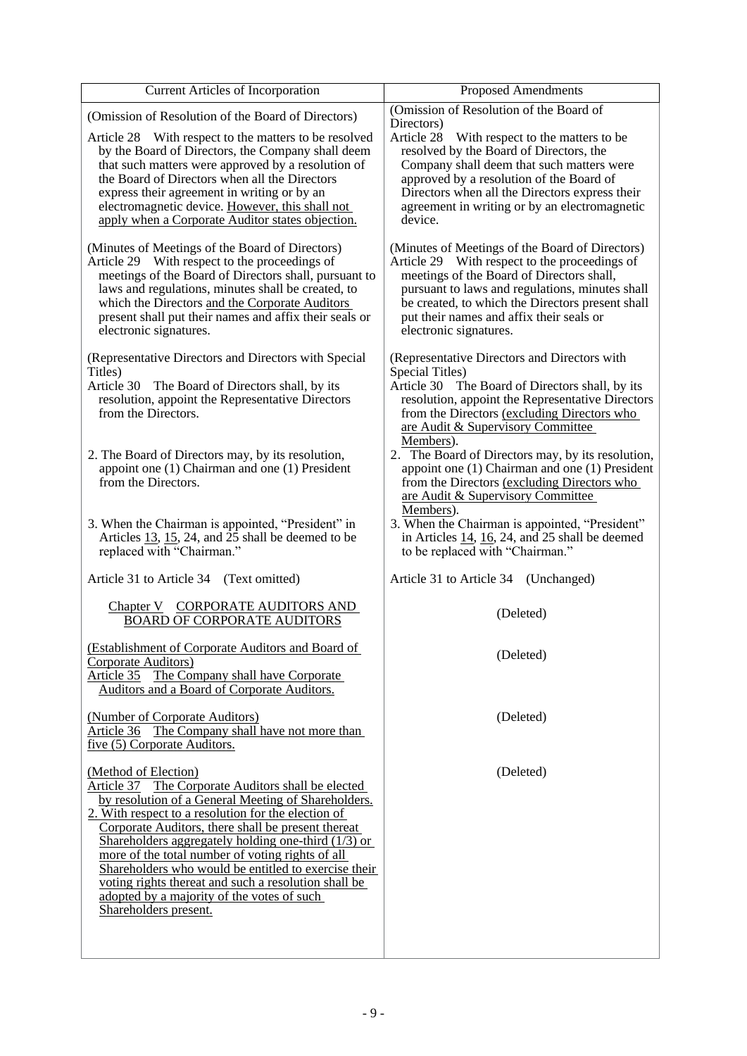| Current Articles of Incorporation | Proposed Amendments |
| --- | --- |
| (Omission of Resolution of the Board of Directors)<br>Article 28 With respect to the matters to be resolved by the Board of Directors, the Company shall deem that such matters were approved by a resolution of the Board of Directors when all the Directors express their agreement in writing or by an electromagnetic device. <u>However, this shall not apply when a Corporate Auditor states objection.</u> | (Omission of Resolution of the Board of Directors)<br>Article 28 With respect to the matters to be resolved by the Board of Directors, the Company shall deem that such matters were approved by a resolution of the Board of Directors when all the Directors express their agreement in writing or by an electromagnetic device. |
| (Minutes of Meetings of the Board of Directors)<br>Article 29 With respect to the proceedings of meetings of the Board of Directors shall, pursuant to laws and regulations, minutes shall be created, to which the Directors <u>and the Corporate Auditors</u> present shall put their names and affix their seals or electronic signatures. | (Minutes of Meetings of the Board of Directors)<br>Article 29 With respect to the proceedings of meetings of the Board of Directors shall, pursuant to laws and regulations, minutes shall be created, to which the Directors present shall put their names and affix their seals or electronic signatures. |
| (Representative Directors and Directors with Special Titles)<br>Article 30 The Board of Directors shall, by its resolution, appoint the Representative Directors from the Directors. | (Representative Directors and Directors with Special Titles)<br>Article 30 The Board of Directors shall, by its resolution, appoint the Representative Directors from the Directors <u>(excluding Directors who are Audit & Supervisory Committee Members)</u>. |
| 2. The Board of Directors may, by its resolution, appoint one (1) Chairman and one (1) President from the Directors. | 2. The Board of Directors may, by its resolution, appoint one (1) Chairman and one (1) President from the Directors <u>(excluding Directors who are Audit & Supervisory Committee Members)</u>. |
| 3. When the Chairman is appointed, "President" in Articles <u>13</u>, <u>15</u>, 24, and 25 shall be deemed to be replaced with "Chairman." | 3. When the Chairman is appointed, "President" in Articles <u>14</u>, <u>16</u>, 24, and 25 shall be deemed to be replaced with "Chairman." |
| Article 31 to Article 34 (Text omitted) | Article 31 to Article 34 (Unchanged) |
| <u>Chapter V CORPORATE AUDITORS AND BOARD OF CORPORATE AUDITORS</u> | (Deleted) |
| <u>(Establishment of Corporate Auditors and Board of Corporate Auditors)</u><br><u>Article 35 The Company shall have Corporate Auditors and a Board of Corporate Auditors.</u> | (Deleted) |
| <u>(Number of Corporate Auditors)</u><br><u>Article 36 The Company shall have not more than five (5) Corporate Auditors.</u> | (Deleted) |
| <u>(Method of Election)</u><br><u>Article 37 The Corporate Auditors shall be elected by resolution of a General Meeting of Shareholders.</u><br><u>2. With respect to a resolution for the election of Corporate Auditors, there shall be present thereat Shareholders aggregately holding one-third (1/3) or more of the total number of voting rights of all Shareholders who would be entitled to exercise their voting rights thereat and such a resolution shall be adopted by a majority of the votes of such Shareholders present.</u> | (Deleted) |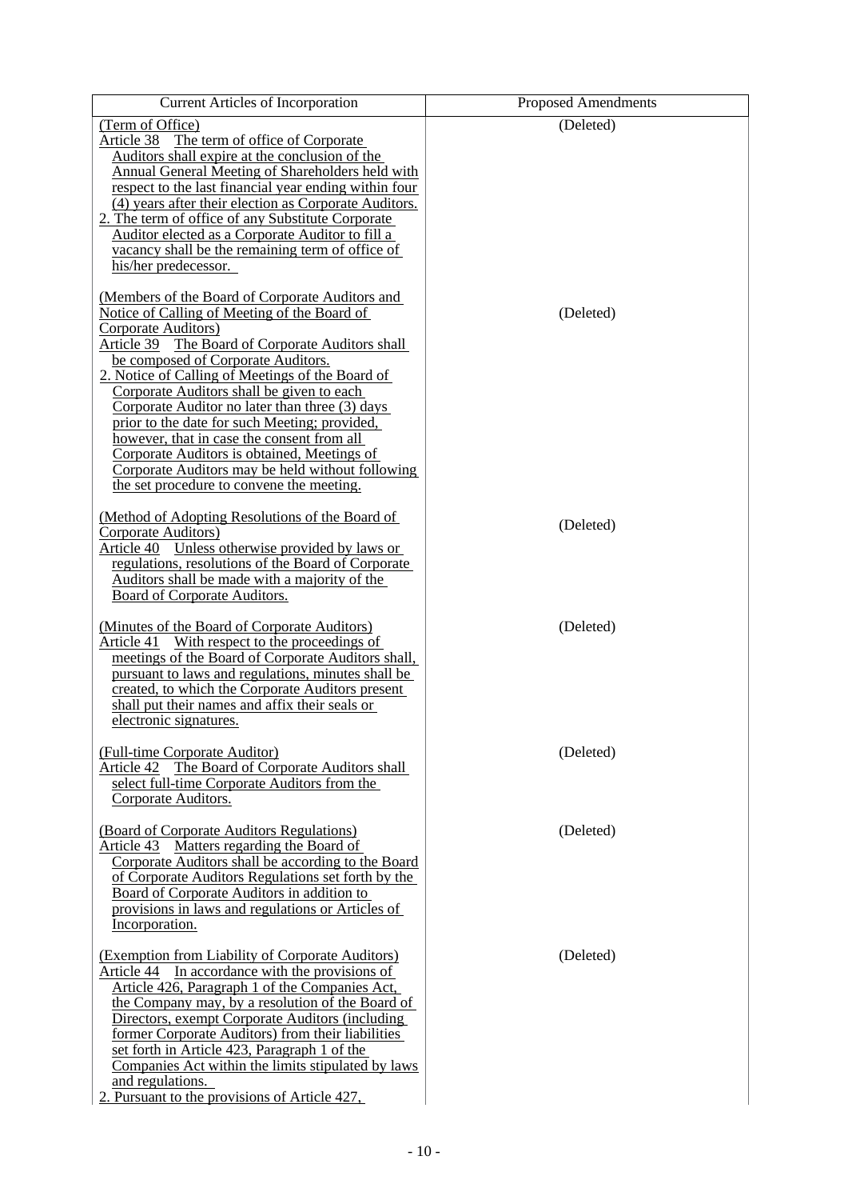| Current Articles of Incorporation | Proposed Amendments |
| --- | --- |
| (Term of Office)<br>Article 38 The term of office of Corporate Auditors shall expire at the conclusion of the Annual General Meeting of Shareholders held with respect to the last financial year ending within four (4) years after their election as Corporate Auditors.<br>2. The term of office of any Substitute Corporate Auditor elected as a Corporate Auditor to fill a vacancy shall be the remaining term of office of his/her predecessor. | (Deleted) |
| (Members of the Board of Corporate Auditors and Notice of Calling of Meeting of the Board of Corporate Auditors)<br>Article 39 The Board of Corporate Auditors shall be composed of Corporate Auditors.<br>2. Notice of Calling of Meetings of the Board of Corporate Auditors shall be given to each Corporate Auditor no later than three (3) days prior to the date for such Meeting; provided, however, that in case the consent from all Corporate Auditors is obtained, Meetings of Corporate Auditors may be held without following the set procedure to convene the meeting. | (Deleted) |
| (Method of Adopting Resolutions of the Board of Corporate Auditors)<br>Article 40 Unless otherwise provided by laws or regulations, resolutions of the Board of Corporate Auditors shall be made with a majority of the Board of Corporate Auditors. | (Deleted) |
| (Minutes of the Board of Corporate Auditors)<br>Article 41 With respect to the proceedings of meetings of the Board of Corporate Auditors shall, pursuant to laws and regulations, minutes shall be created, to which the Corporate Auditors present shall put their names and affix their seals or electronic signatures. | (Deleted) |
| (Full-time Corporate Auditor)<br>Article 42 The Board of Corporate Auditors shall select full-time Corporate Auditors from the Corporate Auditors. | (Deleted) |
| (Board of Corporate Auditors Regulations)<br>Article 43 Matters regarding the Board of Corporate Auditors shall be according to the Board of Corporate Auditors Regulations set forth by the Board of Corporate Auditors in addition to provisions in laws and regulations or Articles of Incorporation. | (Deleted) |
| (Exemption from Liability of Corporate Auditors)<br>Article 44 In accordance with the provisions of Article 426, Paragraph 1 of the Companies Act, the Company may, by a resolution of the Board of Directors, exempt Corporate Auditors (including former Corporate Auditors) from their liabilities set forth in Article 423, Paragraph 1 of the Companies Act within the limits stipulated by laws and regulations.<br>2. Pursuant to the provisions of Article 427, | (Deleted) |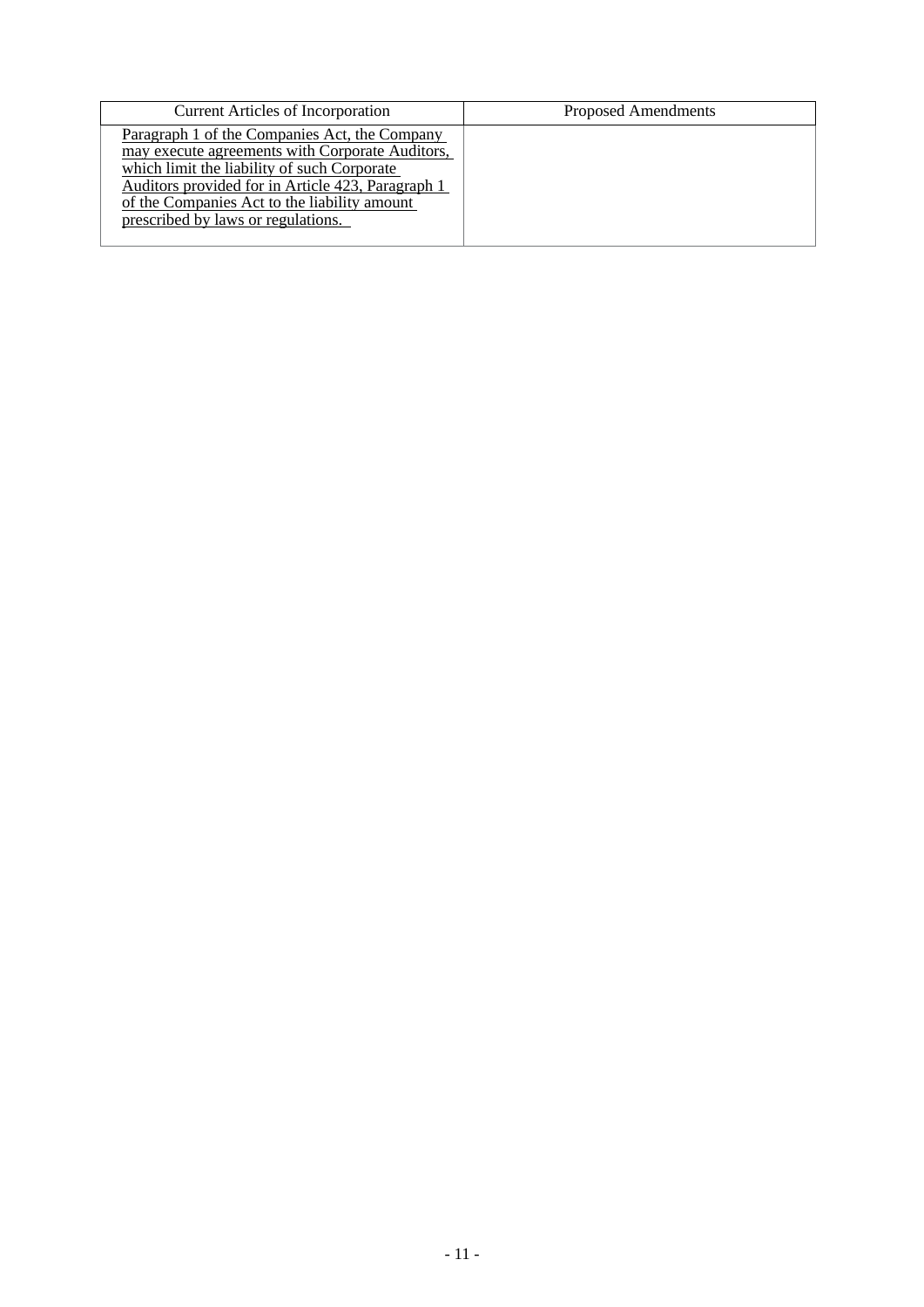| Current Articles of Incorporation | Proposed Amendments |
|---|---|
| Paragraph 1 of the Companies Act, the Company may execute agreements with Corporate Auditors, which limit the liability of such Corporate Auditors provided for in Article 423, Paragraph 1 of the Companies Act to the liability amount prescribed by laws or regulations. | |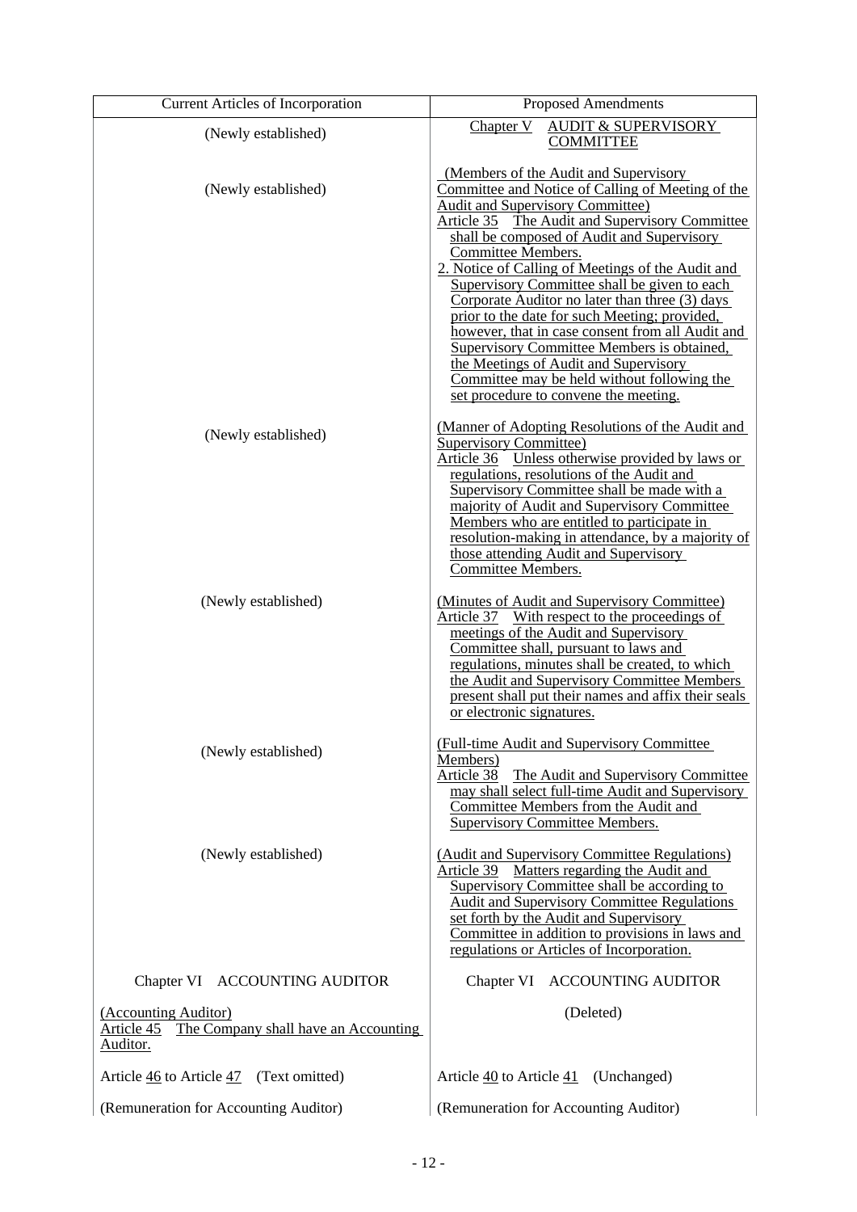| Current Articles of Incorporation | Proposed Amendments |
|---|---|
| (Newly established) | Chapter V AUDIT & SUPERVISORY COMMITTEE |
| (Newly established) | (Members of the Audit and Supervisory Committee and Notice of Calling of Meeting of the Audit and Supervisory Committee)<br>Article 35 The Audit and Supervisory Committee shall be composed of Audit and Supervisory Committee Members.<br>2. Notice of Calling of Meetings of the Audit and Supervisory Committee shall be given to each Corporate Auditor no later than three (3) days prior to the date for such Meeting; provided, however, that in case consent from all Audit and Supervisory Committee Members is obtained, the Meetings of Audit and Supervisory Committee may be held without following the set procedure to convene the meeting. |
| (Newly established) | (Manner of Adopting Resolutions of the Audit and Supervisory Committee)<br>Article 36 Unless otherwise provided by laws or regulations, resolutions of the Audit and Supervisory Committee shall be made with a majority of Audit and Supervisory Committee Members who are entitled to participate in resolution-making in attendance, by a majority of those attending Audit and Supervisory Committee Members. |
| (Newly established) | (Minutes of Audit and Supervisory Committee)<br>Article 37 With respect to the proceedings of meetings of the Audit and Supervisory Committee shall, pursuant to laws and regulations, minutes shall be created, to which the Audit and Supervisory Committee Members present shall put their names and affix their seals or electronic signatures. |
| (Newly established) | (Full-time Audit and Supervisory Committee Members)<br>Article 38 The Audit and Supervisory Committee may shall select full-time Audit and Supervisory Committee Members from the Audit and Supervisory Committee Members. |
| (Newly established) | (Audit and Supervisory Committee Regulations)<br>Article 39 Matters regarding the Audit and Supervisory Committee shall be according to Audit and Supervisory Committee Regulations set forth by the Audit and Supervisory Committee in addition to provisions in laws and regulations or Articles of Incorporation. |
| Chapter VI ACCOUNTING AUDITOR | Chapter VI ACCOUNTING AUDITOR |
| (Accounting Auditor)<br>Article 45 The Company shall have an Accounting Auditor. | (Deleted) |
| Article 46 to Article 47 (Text omitted) | Article 40 to Article 41 (Unchanged) |
| (Remuneration for Accounting Auditor) | (Remuneration for Accounting Auditor) |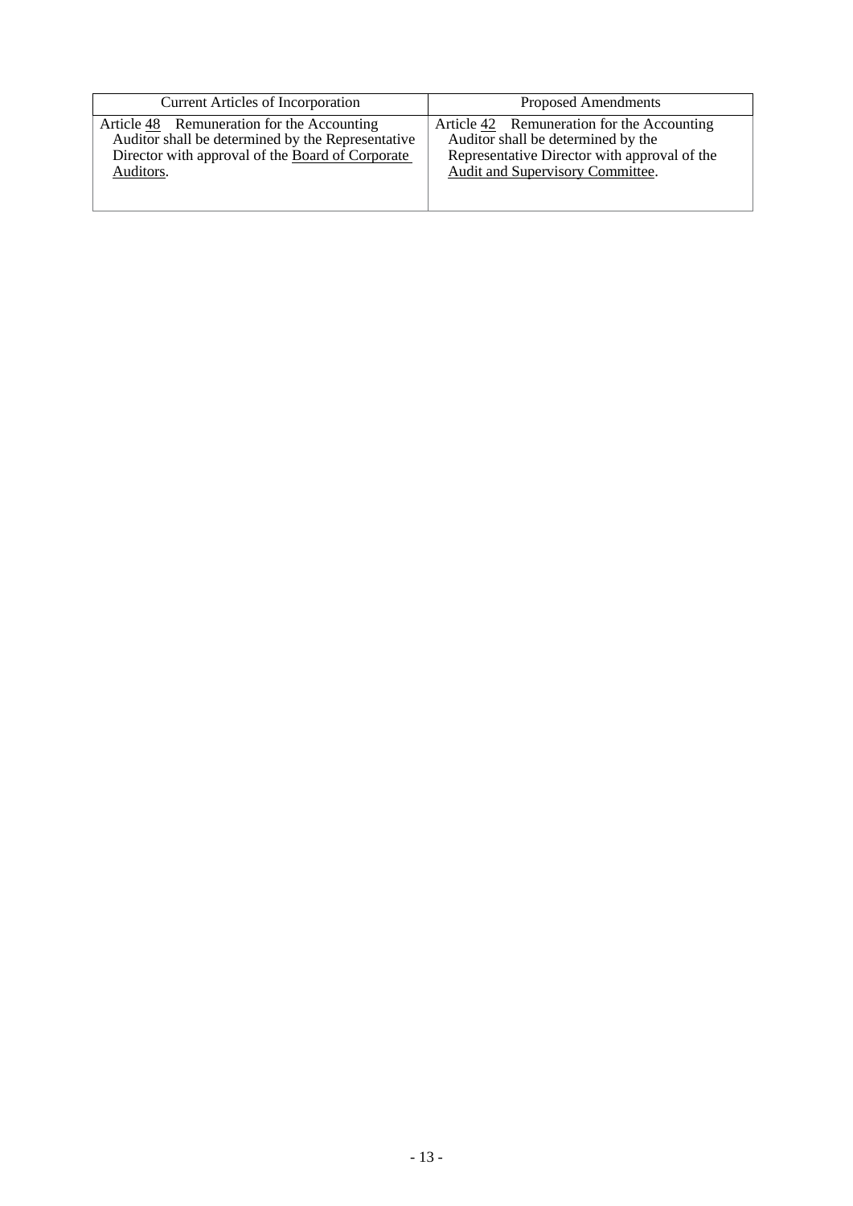| Current Articles of Incorporation | Proposed Amendments |
| --- | --- |
| Article 48 Remuneration for the Accounting Auditor shall be determined by the Representative Director with approval of the Board of Corporate Auditors. | Article 42 Remuneration for the Accounting Auditor shall be determined by the Representative Director with approval of the Audit and Supervisory Committee. |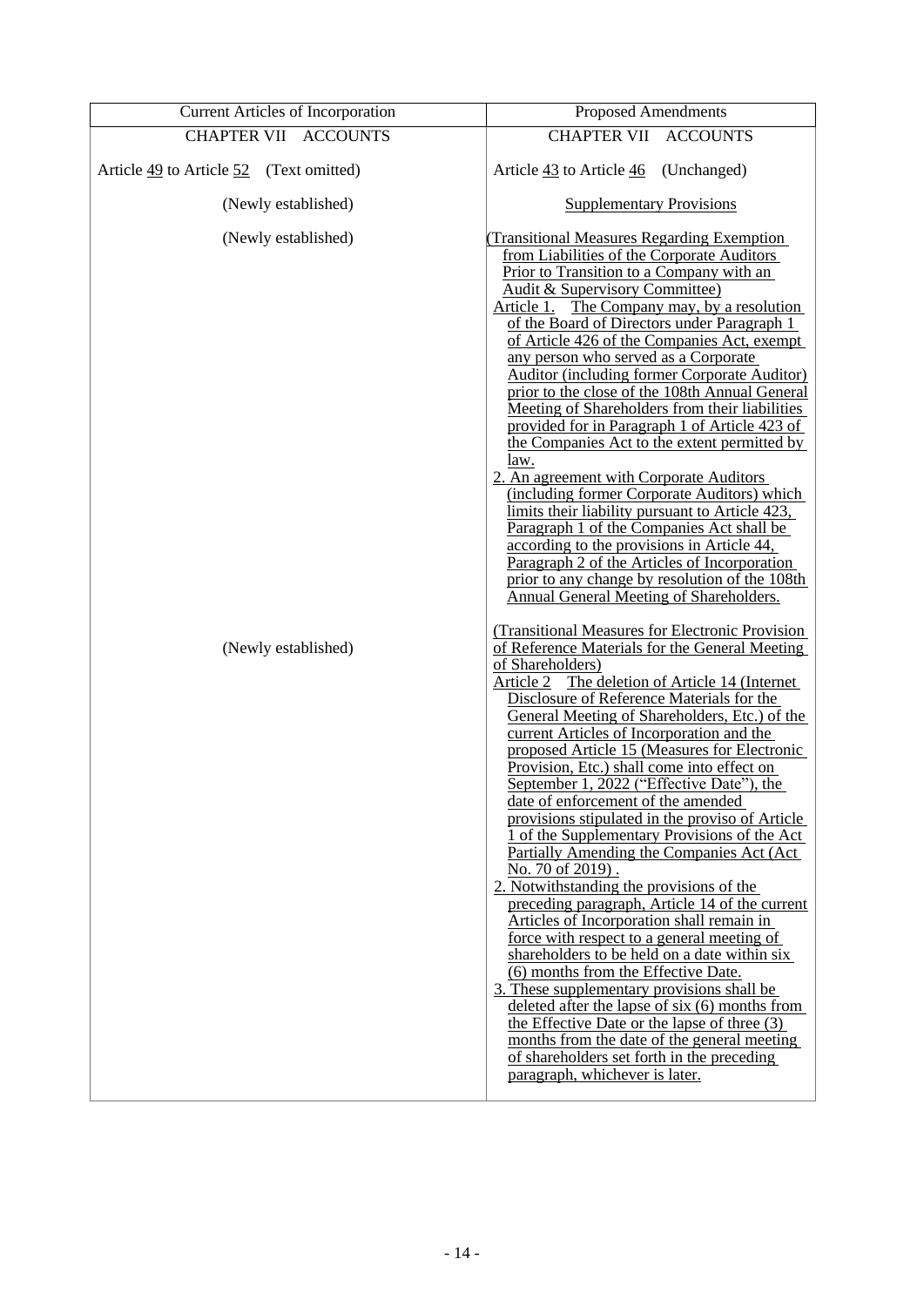| Current Articles of Incorporation | Proposed Amendments |
|---|---|
| CHAPTER VII ACCOUNTS | CHAPTER VII ACCOUNTS |
| Article 49 to Article 52 (Text omitted) | Article 43 to Article 46 (Unchanged) |
| (Newly established) | Supplementary Provisions |
| (Newly established) | (Transitional Measures Regarding Exemption from Liabilities of the Corporate Auditors Prior to Transition to a Company with an Audit & Supervisory Committee)<br>Article 1. The Company may, by a resolution of the Board of Directors under Paragraph 1 of Article 426 of the Companies Act, exempt any person who served as a Corporate Auditor (including former Corporate Auditor) prior to the close of the 108th Annual General Meeting of Shareholders from their liabilities provided for in Paragraph 1 of Article 423 of the Companies Act to the extent permitted by law.<br>2. An agreement with Corporate Auditors (including former Corporate Auditors) which limits their liability pursuant to Article 423, Paragraph 1 of the Companies Act shall be according to the provisions in Article 44, Paragraph 2 of the Articles of Incorporation prior to any change by resolution of the 108th Annual General Meeting of Shareholders. |
| (Newly established) | (Transitional Measures for Electronic Provision of Reference Materials for the General Meeting of Shareholders)<br>Article 2 The deletion of Article 14 (Internet Disclosure of Reference Materials for the General Meeting of Shareholders, Etc.) of the current Articles of Incorporation and the proposed Article 15 (Measures for Electronic Provision, Etc.) shall come into effect on September 1, 2022 ("Effective Date"), the date of enforcement of the amended provisions stipulated in the proviso of Article 1 of the Supplementary Provisions of the Act Partially Amending the Companies Act (Act No. 70 of 2019).<br>2. Notwithstanding the provisions of the preceding paragraph, Article 14 of the current Articles of Incorporation shall remain in force with respect to a general meeting of shareholders to be held on a date within six (6) months from the Effective Date.<br>3. These supplementary provisions shall be deleted after the lapse of six (6) months from the Effective Date or the lapse of three (3) months from the date of the general meeting of shareholders set forth in the preceding paragraph, whichever is later. |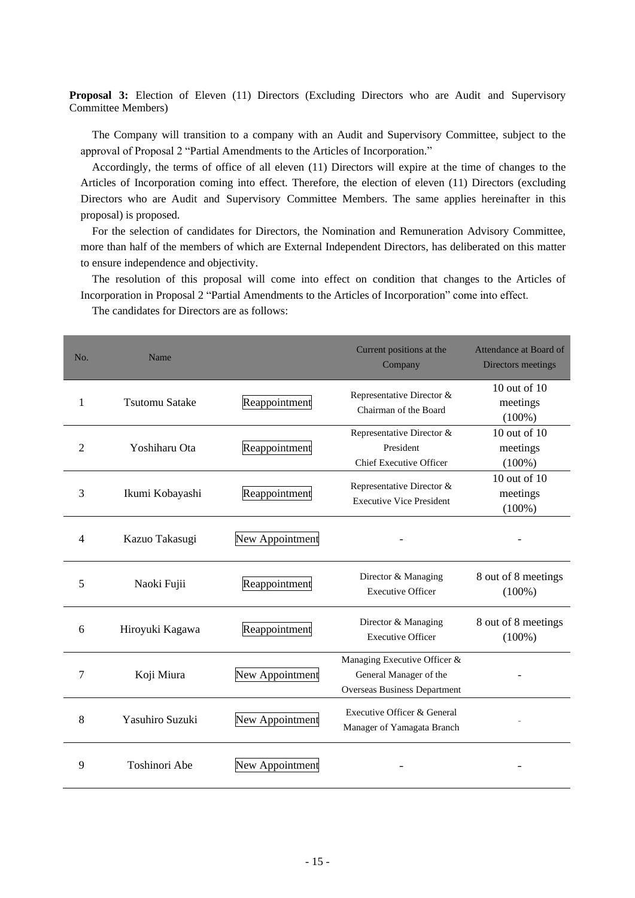**Proposal 3:** Election of Eleven (11) Directors (Excluding Directors who are Audit and Supervisory Committee Members)

The Company will transition to a company with an Audit and Supervisory Committee, subject to the approval of Proposal 2 "Partial Amendments to the Articles of Incorporation."

Accordingly, the terms of office of all eleven (11) Directors will expire at the time of changes to the Articles of Incorporation coming into effect. Therefore, the election of eleven (11) Directors (excluding Directors who are Audit and Supervisory Committee Members. The same applies hereinafter in this proposal) is proposed.

For the selection of candidates for Directors, the Nomination and Remuneration Advisory Committee, more than half of the members of which are External Independent Directors, has deliberated on this matter to ensure independence and objectivity.

The resolution of this proposal will come into effect on condition that changes to the Articles of Incorporation in Proposal 2 "Partial Amendments to the Articles of Incorporation" come into effect.

The candidates for Directors are as follows:

| No. | Name | | Current positions at the Company | Attendance at Board of Directors meetings |
|---|---|---|---|---|
| 1 | Tsutomu Satake | Reappointment | Representative Director & Chairman of the Board | 10 out of 10 meetings (100%) |
| 2 | Yoshiharu Ota | Reappointment | Representative Director & President Chief Executive Officer | 10 out of 10 meetings (100%) |
| 3 | Ikumi Kobayashi | Reappointment | Representative Director & Executive Vice President | 10 out of 10 meetings (100%) |
| 4 | Kazuo Takasugi | New Appointment | - | - |
| 5 | Naoki Fujii | Reappointment | Director & Managing Executive Officer | 8 out of 8 meetings (100%) |
| 6 | Hiroyuki Kagawa | Reappointment | Director & Managing Executive Officer | 8 out of 8 meetings (100%) |
| 7 | Koji Miura | New Appointment | Managing Executive Officer & General Manager of the Overseas Business Department | - |
| 8 | Yasuhiro Suzuki | New Appointment | Executive Officer & General Manager of Yamagata Branch | - |
| 9 | Toshinori Abe | New Appointment | - | - |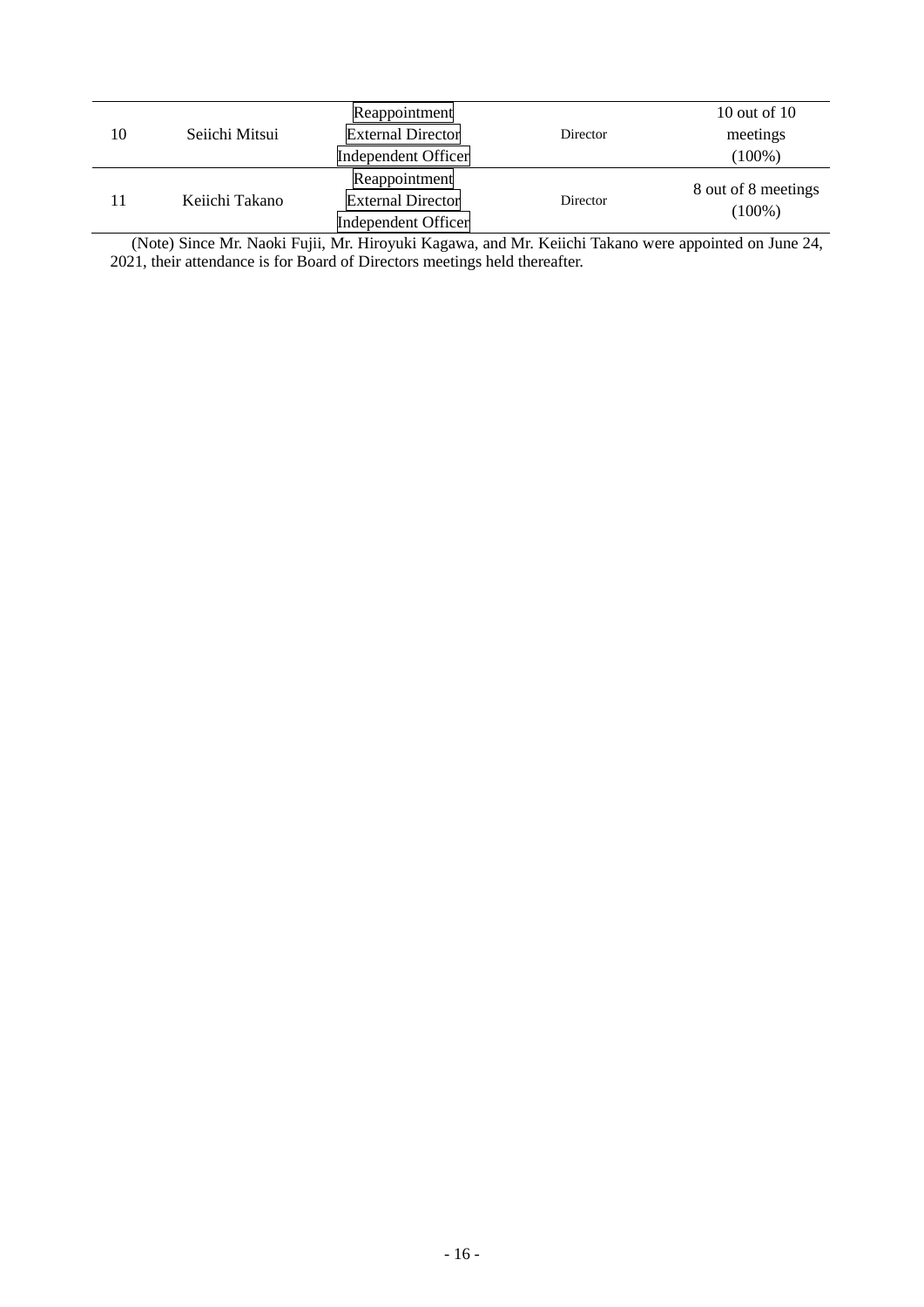| | | | | |
|---|---|---|---|---|
| 10 | Seiichi Mitsui | Reappointment<br>External Director<br>Independent Officer | Director | 10 out of 10 meetings (100%) |
| 11 | Keiichi Takano | Reappointment<br>External Director<br>Independent Officer | Director | 8 out of 8 meetings (100%) |

(Note) Since Mr. Naoki Fujii, Mr. Hiroyuki Kagawa, and Mr. Keiichi Takano were appointed on June 24, 2021, their attendance is for Board of Directors meetings held thereafter.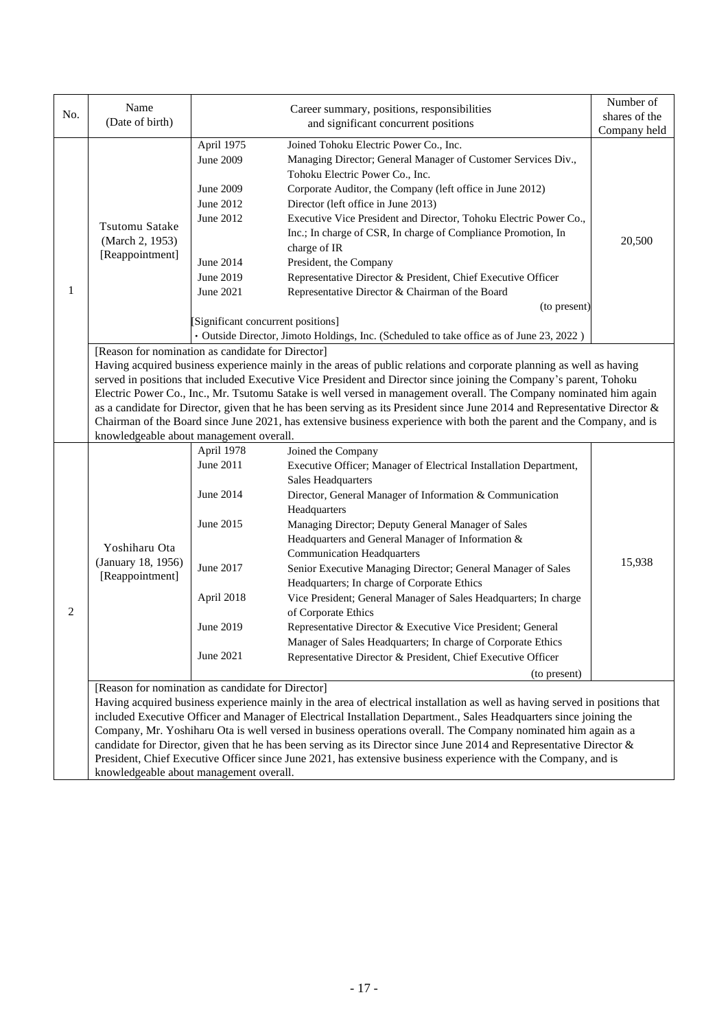| No. | Name (Date of birth) | Career summary, positions, responsibilities and significant concurrent positions | | Number of shares of the Company held |
|---|---|---|---|---|
| 1 | Tsutomu Satake (March 2, 1953) [Reappointment] | April 1975 | Joined Tohoku Electric Power Co., Inc. | 20,500 |
| | | June 2009 | Managing Director; General Manager of Customer Services Div., Tohoku Electric Power Co., Inc. | |
| | | June 2009 | Corporate Auditor, the Company (left office in June 2012) | |
| | | June 2012 | Director (left office in June 2013) | |
| | | June 2012 | Executive Vice President and Director, Tohoku Electric Power Co., Inc.; In charge of CSR, In charge of Compliance Promotion, In charge of IR | |
| | | June 2014 | President, the Company | |
| | | June 2019 | Representative Director & President, Chief Executive Officer | |
| | | June 2021 | Representative Director & Chairman of the Board (to present) | |
| | | [Significant concurrent positions] · Outside Director, Jimoto Holdings, Inc. (Scheduled to take office as of June 23, 2022 ) | | |
| | [Reason for nomination as candidate for Director] Having acquired business experience mainly in the areas of public relations and corporate planning as well as having served in positions that included Executive Vice President and Director since joining the Company's parent, Tohoku Electric Power Co., Inc., Mr. Tsutomu Satake is well versed in management overall. The Company nominated him again as a candidate for Director, given that he has been serving as its President since June 2014 and Representative Director & Chairman of the Board since June 2021, has extensive business experience with both the parent and the Company, and is knowledgeable about management overall. | | | |
| 2 | Yoshiharu Ota (January 18, 1956) [Reappointment] | April 1978 | Joined the Company | 15,938 |
| | | June 2011 | Executive Officer; Manager of Electrical Installation Department, Sales Headquarters | |
| | | June 2014 | Director, General Manager of Information & Communication Headquarters | |
| | | June 2015 | Managing Director; Deputy General Manager of Sales Headquarters and General Manager of Information & Communication Headquarters | |
| | | June 2017 | Senior Executive Managing Director; General Manager of Sales Headquarters; In charge of Corporate Ethics | |
| | | April 2018 | Vice President; General Manager of Sales Headquarters; In charge of Corporate Ethics | |
| | | June 2019 | Representative Director & Executive Vice President; General Manager of Sales Headquarters; In charge of Corporate Ethics | |
| | | June 2021 | Representative Director & President, Chief Executive Officer (to present) | |
| | [Reason for nomination as candidate for Director] Having acquired business experience mainly in the area of electrical installation as well as having served in positions that included Executive Officer and Manager of Electrical Installation Department., Sales Headquarters since joining the Company, Mr. Yoshiharu Ota is well versed in business operations overall. The Company nominated him again as a candidate for Director, given that he has been serving as its Director since June 2014 and Representative Director & President, Chief Executive Officer since June 2021, has extensive business experience with the Company, and is knowledgeable about management overall. | | | |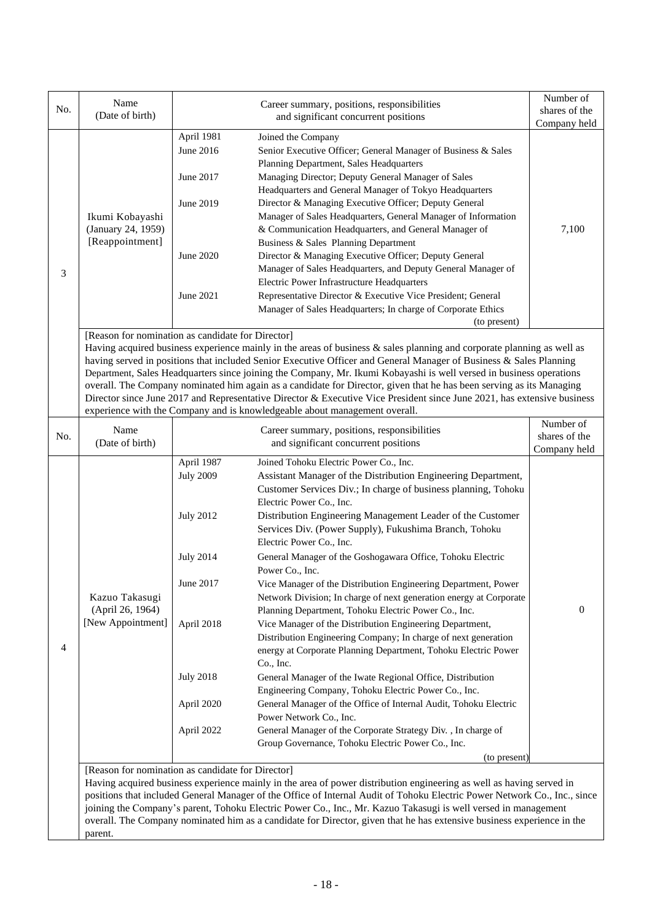| No. | Name (Date of birth) | Career summary, positions, responsibilities and significant concurrent positions | | Number of shares of the Company held |
|---|---|---|---|---|
| 3 | Ikumi Kobayashi (January 24, 1959) [Reappointment] | April 1981 | Joined the Company | 7,100 |
| | | June 2016 | Senior Executive Officer; General Manager of Business & Sales Planning Department, Sales Headquarters | |
| | | June 2017 | Managing Director; Deputy General Manager of Sales Headquarters and General Manager of Tokyo Headquarters | |
| | | June 2019 | Director & Managing Executive Officer; Deputy General Manager of Sales Headquarters, General Manager of Information & Communication Headquarters, and General Manager of Business & Sales Planning Department | |
| | | June 2020 | Director & Managing Executive Officer; Deputy General Manager of Sales Headquarters, and Deputy General Manager of Electric Power Infrastructure Headquarters | |
| | | June 2021 | Representative Director & Executive Vice President; General Manager of Sales Headquarters; In charge of Corporate Ethics (to present) | |
| | [Reason for nomination as candidate for Director] Having acquired business experience mainly in the areas of business & sales planning and corporate planning as well as having served in positions that included Senior Executive Officer and General Manager of Business & Sales Planning Department, Sales Headquarters since joining the Company, Mr. Ikumi Kobayashi is well versed in business operations overall. The Company nominated him again as a candidate for Director, given that he has been serving as its Managing Director since June 2017 and Representative Director & Executive Vice President since June 2021, has extensive business experience with the Company and is knowledgeable about management overall. | | | |

| No. | Name (Date of birth) | Career summary, positions, responsibilities and significant concurrent positions | | Number of shares of the Company held |
|---|---|---|---|---|
| 4 | Kazuo Takasugi (April 26, 1964) [New Appointment] | April 1987 | Joined Tohoku Electric Power Co., Inc. | 0 |
| | | July 2009 | Assistant Manager of the Distribution Engineering Department, Customer Services Div.; In charge of business planning, Tohoku Electric Power Co., Inc. | |
| | | July 2012 | Distribution Engineering Management Leader of the Customer Services Div. (Power Supply), Fukushima Branch, Tohoku Electric Power Co., Inc. | |
| | | July 2014 | General Manager of the Goshogawara Office, Tohoku Electric Power Co., Inc. | |
| | | June 2017 | Vice Manager of the Distribution Engineering Department, Power Network Division; In charge of next generation energy at Corporate Planning Department, Tohoku Electric Power Co., Inc. | |
| | | April 2018 | Vice Manager of the Distribution Engineering Department, Distribution Engineering Company; In charge of next generation energy at Corporate Planning Department, Tohoku Electric Power Co., Inc. | |
| | | July 2018 | General Manager of the Iwate Regional Office, Distribution Engineering Company, Tohoku Electric Power Co., Inc. | |
| | | April 2020 | General Manager of the Office of Internal Audit, Tohoku Electric Power Network Co., Inc. | |
| | | April 2022 | General Manager of the Corporate Strategy Div. , In charge of Group Governance, Tohoku Electric Power Co., Inc. (to present) | |
| | [Reason for nomination as candidate for Director] Having acquired business experience mainly in the area of power distribution engineering as well as having served in positions that included General Manager of the Office of Internal Audit of Tohoku Electric Power Network Co., Inc., since joining the Company's parent, Tohoku Electric Power Co., Inc., Mr. Kazuo Takasugi is well versed in management overall. The Company nominated him as a candidate for Director, given that he has extensive business experience in the parent. | | | |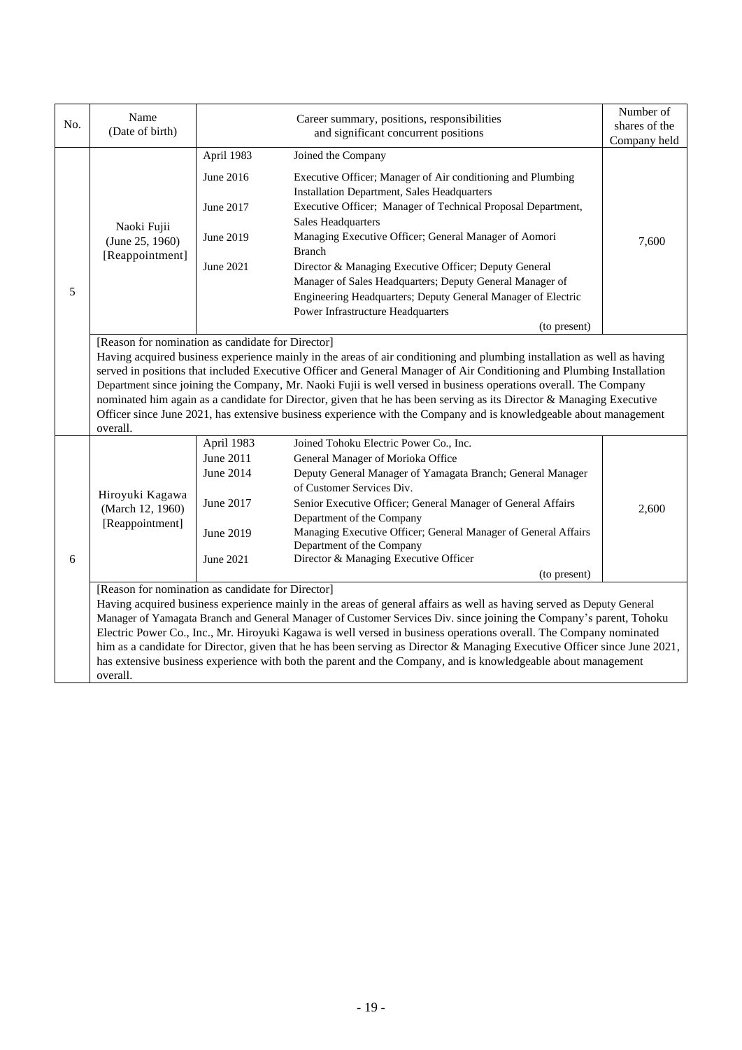| No. | Name (Date of birth) | Career summary, positions, responsibilities and significant concurrent positions | | Number of shares of the Company held |
|---|---|---|---|---|
| 5 | Naoki Fujii (June 25, 1960) [Reappointment] | April 1983 | Joined the Company | 7,600 |
| | | June 2016 | Executive Officer; Manager of Air conditioning and Plumbing Installation Department, Sales Headquarters | |
| | | June 2017 | Executive Officer; Manager of Technical Proposal Department, Sales Headquarters | |
| | | June 2019 | Managing Executive Officer; General Manager of Aomori Branch | |
| | | June 2021 | Director & Managing Executive Officer; Deputy General Manager of Sales Headquarters; Deputy General Manager of Engineering Headquarters; Deputy General Manager of Electric Power Infrastructure Headquarters (to present) | |
| | [Reason for nomination as candidate for Director] Having acquired business experience mainly in the areas of air conditioning and plumbing installation as well as having served in positions that included Executive Officer and General Manager of Air Conditioning and Plumbing Installation Department since joining the Company, Mr. Naoki Fujii is well versed in business operations overall. The Company nominated him again as a candidate for Director, given that he has been serving as its Director & Managing Executive Officer since June 2021, has extensive business experience with the Company and is knowledgeable about management overall. | | | |
| 6 | Hiroyuki Kagawa (March 12, 1960) [Reappointment] | April 1983 | Joined Tohoku Electric Power Co., Inc. | 2,600 |
| | | June 2011 | General Manager of Morioka Office | |
| | | June 2014 | Deputy General Manager of Yamagata Branch; General Manager of Customer Services Div. | |
| | | June 2017 | Senior Executive Officer; General Manager of General Affairs Department of the Company | |
| | | June 2019 | Managing Executive Officer; General Manager of General Affairs Department of the Company | |
| | | June 2021 | Director & Managing Executive Officer (to present) | |
| | [Reason for nomination as candidate for Director] Having acquired business experience mainly in the areas of general affairs as well as having served as Deputy General Manager of Yamagata Branch and General Manager of Customer Services Div. since joining the Company's parent, Tohoku Electric Power Co., Inc., Mr. Hiroyuki Kagawa is well versed in business operations overall. The Company nominated him as a candidate for Director, given that he has been serving as Director & Managing Executive Officer since June 2021, has extensive business experience with both the parent and the Company, and is knowledgeable about management overall. | | | |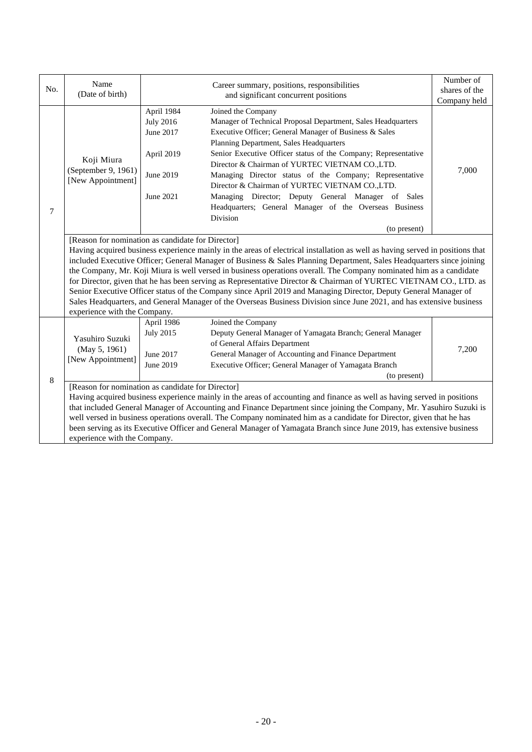| No. | Name (Date of birth) | Career summary, positions, responsibilities and significant concurrent positions | | Number of shares of the Company held |
|---|---|---|---|---|
| 7 | Koji Miura (September 9, 1961) [New Appointment] | April 1984 | Joined the Company | 7,000 |
| | | July 2016 | Manager of Technical Proposal Department, Sales Headquarters | |
| | | June 2017 | Executive Officer; General Manager of Business & Sales Planning Department, Sales Headquarters | |
| | | April 2019 | Senior Executive Officer status of the Company; Representative Director & Chairman of YURTEC VIETNAM CO.,LTD. | |
| | | June 2019 | Managing Director status of the Company; Representative Director & Chairman of YURTEC VIETNAM CO.,LTD. | |
| | | June 2021 | Managing Director; Deputy General Manager of Sales Headquarters; General Manager of the Overseas Business Division (to present) | |
| | [Reason for nomination as candidate for Director] Having acquired business experience mainly in the areas of electrical installation as well as having served in positions that included Executive Officer; General Manager of Business & Sales Planning Department, Sales Headquarters since joining the Company, Mr. Koji Miura is well versed in business operations overall. The Company nominated him as a candidate for Director, given that he has been serving as Representative Director & Chairman of YURTEC VIETNAM CO., LTD. as Senior Executive Officer status of the Company since April 2019 and Managing Director, Deputy General Manager of Sales Headquarters, and General Manager of the Overseas Business Division since June 2021, and has extensive business experience with the Company. | | | |
| 8 | Yasuhiro Suzuki (May 5, 1961) [New Appointment] | April 1986 | Joined the Company | 7,200 |
| | | July 2015 | Deputy General Manager of Yamagata Branch; General Manager of General Affairs Department | |
| | | June 2017 | General Manager of Accounting and Finance Department | |
| | | June 2019 | Executive Officer; General Manager of Yamagata Branch (to present) | |
| | [Reason for nomination as candidate for Director] Having acquired business experience mainly in the areas of accounting and finance as well as having served in positions that included General Manager of Accounting and Finance Department since joining the Company, Mr. Yasuhiro Suzuki is well versed in business operations overall. The Company nominated him as a candidate for Director, given that he has been serving as its Executive Officer and General Manager of Yamagata Branch since June 2019, has extensive business experience with the Company. | | | |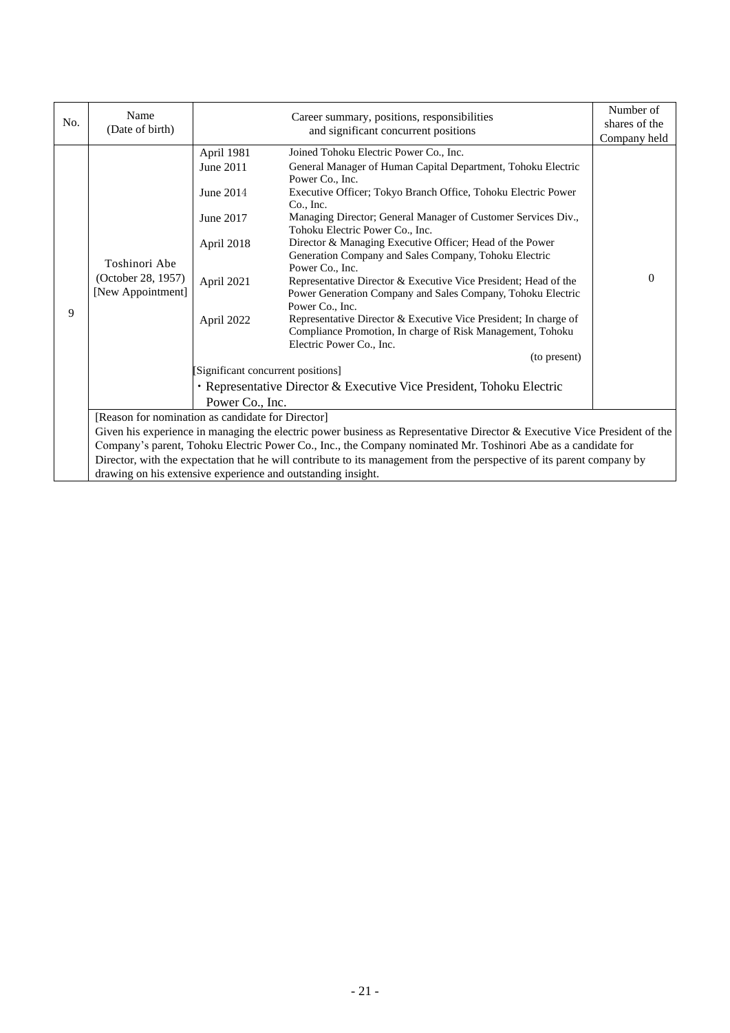| No. | Name (Date of birth) | Career summary, positions, responsibilities and significant concurrent positions | | Number of shares of the Company held |
|---|---|---|---|---|
| 9 | Toshinori Abe (October 28, 1957) [New Appointment] | April 1981 | Joined Tohoku Electric Power Co., Inc. | 0 |
| | | June 2011 | General Manager of Human Capital Department, Tohoku Electric Power Co., Inc. | |
| | | June 2014 | Executive Officer; Tokyo Branch Office, Tohoku Electric Power Co., Inc. | |
| | | June 2017 | Managing Director; General Manager of Customer Services Div., Tohoku Electric Power Co., Inc. | |
| | | April 2018 | Director & Managing Executive Officer; Head of the Power Generation Company and Sales Company, Tohoku Electric Power Co., Inc. | |
| | | April 2021 | Representative Director & Executive Vice President; Head of the Power Generation Company and Sales Company, Tohoku Electric Power Co., Inc. | |
| | | April 2022 | Representative Director & Executive Vice President; In charge of Compliance Promotion, In charge of Risk Management, Tohoku Electric Power Co., Inc. (to present) | |
| | | [Significant concurrent positions] ・Representative Director & Executive Vice President, Tohoku Electric Power Co., Inc. | | |
| | [Reason for nomination as candidate for Director] Given his experience in managing the electric power business as Representative Director & Executive Vice President of the Company's parent, Tohoku Electric Power Co., Inc., the Company nominated Mr. Toshinori Abe as a candidate for Director, with the expectation that he will contribute to its management from the perspective of its parent company by drawing on his extensive experience and outstanding insight. | | | |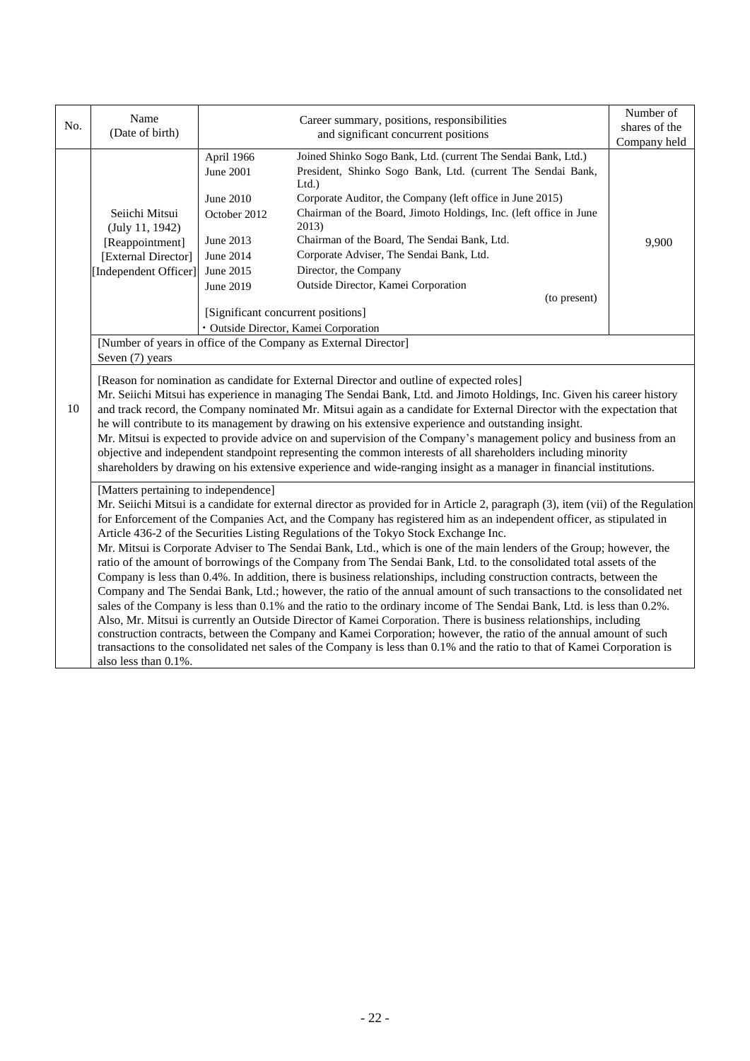| No. | Name (Date of birth) | Career summary, positions, responsibilities and significant concurrent positions | | Number of shares of the Company held |
|---|---|---|---|---|
| 10 | Seiichi Mitsui (July 11, 1942) [Reappointment] [External Director] [Independent Officer] | April 1966 | Joined Shinko Sogo Bank, Ltd. (current The Sendai Bank, Ltd.) | 9,900 |
| | | June 2001 | President, Shinko Sogo Bank, Ltd. (current The Sendai Bank, Ltd.) | |
| | | June 2010 | Corporate Auditor, the Company (left office in June 2015) | |
| | | October 2012 | Chairman of the Board, Jimoto Holdings, Inc. (left office in June 2013) | |
| | | June 2013 | Chairman of the Board, The Sendai Bank, Ltd. | |
| | | June 2014 | Corporate Adviser, The Sendai Bank, Ltd. | |
| | | June 2015 | Director, the Company | |
| | | June 2019 | Outside Director, Kamei Corporation (to present) | |
| | | [Significant concurrent positions] ・Outside Director, Kamei Corporation | | |

[Number of years in office of the Company as External Director]
Seven (7) years

[Reason for nomination as candidate for External Director and outline of expected roles]
Mr. Seiichi Mitsui has experience in managing The Sendai Bank, Ltd. and Jimoto Holdings, Inc. Given his career history and track record, the Company nominated Mr. Mitsui again as a candidate for External Director with the expectation that he will contribute to its management by drawing on his extensive experience and outstanding insight.
Mr. Mitsui is expected to provide advice on and supervision of the Company's management policy and business from an objective and independent standpoint representing the common interests of all shareholders including minority shareholders by drawing on his extensive experience and wide-ranging insight as a manager in financial institutions.

[Matters pertaining to independence]
Mr. Seiichi Mitsui is a candidate for external director as provided for in Article 2, paragraph (3), item (vii) of the Regulation for Enforcement of the Companies Act, and the Company has registered him as an independent officer, as stipulated in Article 436-2 of the Securities Listing Regulations of the Tokyo Stock Exchange Inc.
Mr. Mitsui is Corporate Adviser to The Sendai Bank, Ltd., which is one of the main lenders of the Group; however, the ratio of the amount of borrowings of the Company from The Sendai Bank, Ltd. to the consolidated total assets of the Company is less than 0.4%. In addition, there is business relationships, including construction contracts, between the Company and The Sendai Bank, Ltd.; however, the ratio of the annual amount of such transactions to the consolidated net sales of the Company is less than 0.1% and the ratio to the ordinary income of The Sendai Bank, Ltd. is less than 0.2%.
Also, Mr. Mitsui is currently an Outside Director of Kamei Corporation. There is business relationships, including construction contracts, between the Company and Kamei Corporation; however, the ratio of the annual amount of such transactions to the consolidated net sales of the Company is less than 0.1% and the ratio to that of Kamei Corporation is also less than 0.1%.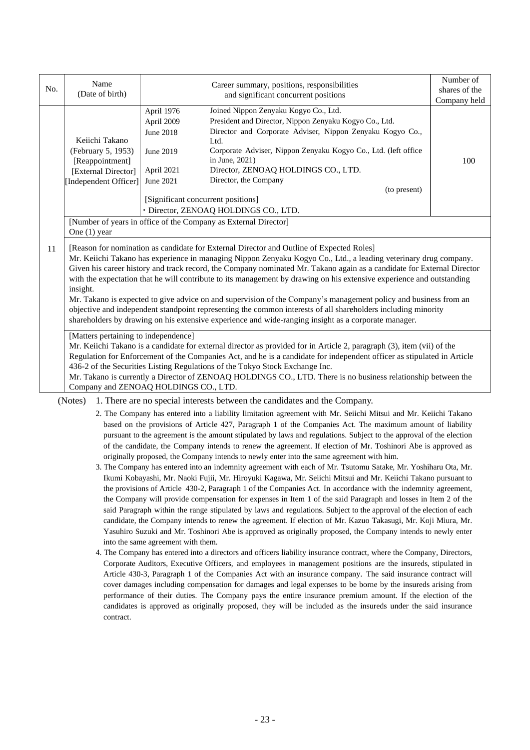| No. | Name (Date of birth) | Career summary, positions, responsibilities and significant concurrent positions | Number of shares of the Company held |
|---|---|---|---|
| 11 | Keiichi Takano (February 5, 1953) [Reappointment] [External Director] [Independent Officer] | April 1976 Joined Nippon Zenyaku Kogyo Co., Ltd.<br>April 2009 President and Director, Nippon Zenyaku Kogyo Co., Ltd.<br>June 2018 Director and Corporate Adviser, Nippon Zenyaku Kogyo Co., Ltd.<br>June 2019 Corporate Adviser, Nippon Zenyaku Kogyo Co., Ltd. (left office in June, 2021)<br>April 2021 Director, ZENOAQ HOLDINGS CO., LTD.<br>June 2021 Director, the Company (to present)<br>[Significant concurrent positions]<br>・Director, ZENOAQ HOLDINGS CO., LTD. | 100 |
| | [Number of years in office of the Company as External Director]<br>One (1) year | | |
| | [Reason for nomination as candidate for External Director and Outline of Expected Roles]<br>Mr. Keiichi Takano has experience in managing Nippon Zenyaku Kogyo Co., Ltd., a leading veterinary drug company. Given his career history and track record, the Company nominated Mr. Takano again as a candidate for External Director with the expectation that he will contribute to its management by drawing on his extensive experience and outstanding insight.<br>Mr. Takano is expected to give advice on and supervision of the Company's management policy and business from an objective and independent standpoint representing the common interests of all shareholders including minority shareholders by drawing on his extensive experience and wide-ranging insight as a corporate manager. | | |
| | [Matters pertaining to independence]<br>Mr. Keiichi Takano is a candidate for external director as provided for in Article 2, paragraph (3), item (vii) of the Regulation for Enforcement of the Companies Act, and he is a candidate for independent officer as stipulated in Article 436-2 of the Securities Listing Regulations of the Tokyo Stock Exchange Inc.<br>Mr. Takano is currently a Director of ZENOAQ HOLDINGS CO., LTD. There is no business relationship between the Company and ZENOAQ HOLDINGS CO., LTD. | | |

(Notes) 1. There are no special interests between the candidates and the Company.

2. The Company has entered into a liability limitation agreement with Mr. Seiichi Mitsui and Mr. Keiichi Takano based on the provisions of Article 427, Paragraph 1 of the Companies Act. The maximum amount of liability pursuant to the agreement is the amount stipulated by laws and regulations. Subject to the approval of the election of the candidate, the Company intends to renew the agreement. If election of Mr. Toshinori Abe is approved as originally proposed, the Company intends to newly enter into the same agreement with him.

3. The Company has entered into an indemnity agreement with each of Mr. Tsutomu Satake, Mr. Yoshiharu Ota, Mr. Ikumi Kobayashi, Mr. Naoki Fujii, Mr. Hiroyuki Kagawa, Mr. Seiichi Mitsui and Mr. Keiichi Takano pursuant to the provisions of Article 430-2, Paragraph 1 of the Companies Act. In accordance with the indemnity agreement, the Company will provide compensation for expenses in Item 1 of the said Paragraph and losses in Item 2 of the said Paragraph within the range stipulated by laws and regulations. Subject to the approval of the election of each candidate, the Company intends to renew the agreement. If election of Mr. Kazuo Takasugi, Mr. Koji Miura, Mr. Yasuhiro Suzuki and Mr. Toshinori Abe is approved as originally proposed, the Company intends to newly enter into the same agreement with them.

4. The Company has entered into a directors and officers liability insurance contract, where the Company, Directors, Corporate Auditors, Executive Officers, and employees in management positions are the insureds, stipulated in Article 430-3, Paragraph 1 of the Companies Act with an insurance company. The said insurance contract will cover damages including compensation for damages and legal expenses to be borne by the insureds arising from performance of their duties. The Company pays the entire insurance premium amount. If the election of the candidates is approved as originally proposed, they will be included as the insureds under the said insurance contract.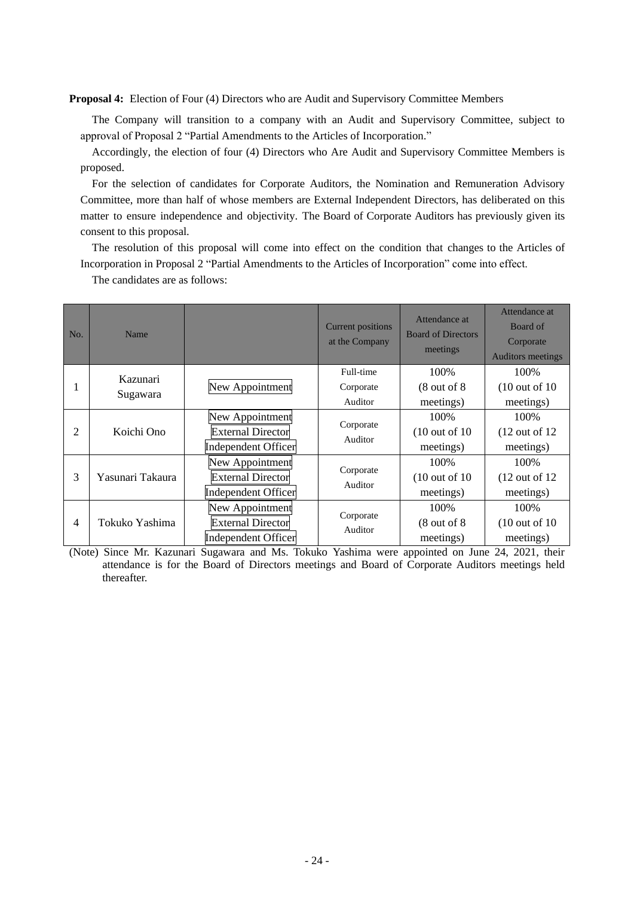**Proposal 4:** Election of Four (4) Directors who are Audit and Supervisory Committee Members

The Company will transition to a company with an Audit and Supervisory Committee, subject to approval of Proposal 2 "Partial Amendments to the Articles of Incorporation."

Accordingly, the election of four (4) Directors who Are Audit and Supervisory Committee Members is proposed.

For the selection of candidates for Corporate Auditors, the Nomination and Remuneration Advisory Committee, more than half of whose members are External Independent Directors, has deliberated on this matter to ensure independence and objectivity. The Board of Corporate Auditors has previously given its consent to this proposal.

The resolution of this proposal will come into effect on the condition that changes to the Articles of Incorporation in Proposal 2 "Partial Amendments to the Articles of Incorporation" come into effect.

The candidates are as follows:

| No. | Name | | Current positions at the Company | Attendance at Board of Directors meetings | Attendance at Board of Corporate Auditors meetings |
|---|---|---|---|---|---|
| 1 | Kazunari Sugawara | New Appointment | Full-time Corporate Auditor | 100% (8 out of 8 meetings) | 100% (10 out of 10 meetings) |
| 2 | Koichi Ono | New Appointment<br>External Director<br>Independent Officer | Corporate Auditor | 100% (10 out of 10 meetings) | 100% (12 out of 12 meetings) |
| 3 | Yasunari Takaura | New Appointment<br>External Director<br>Independent Officer | Corporate Auditor | 100% (10 out of 10 meetings) | 100% (12 out of 12 meetings) |
| 4 | Tokuko Yashima | New Appointment<br>External Director<br>Independent Officer | Corporate Auditor | 100% (8 out of 8 meetings) | 100% (10 out of 10 meetings) |

(Note) Since Mr. Kazunari Sugawara and Ms. Tokuko Yashima were appointed on June 24, 2021, their attendance is for the Board of Directors meetings and Board of Corporate Auditors meetings held thereafter.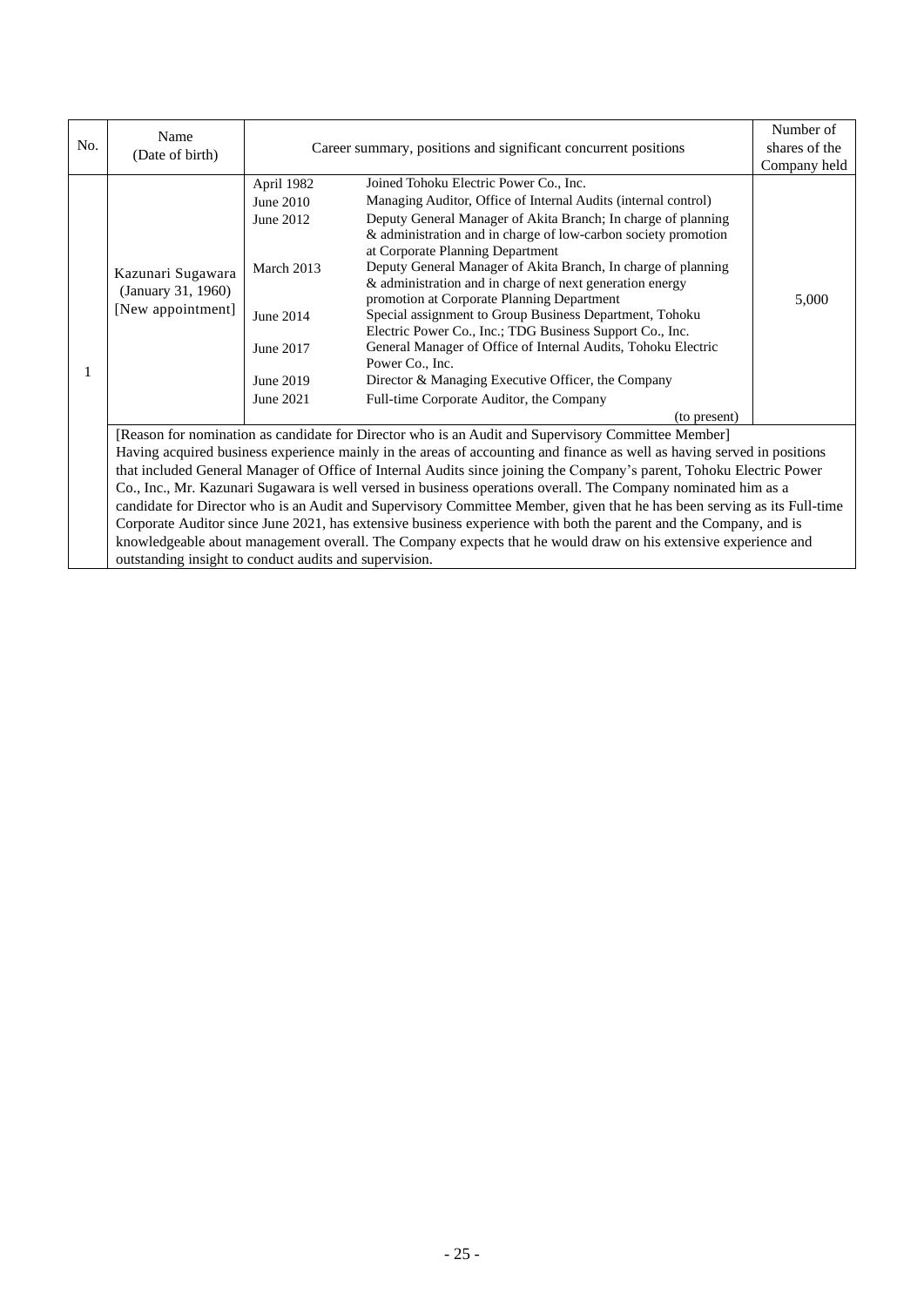| No. | Name (Date of birth) | Career summary, positions and significant concurrent positions | | Number of shares of the Company held |
|---|---|---|---|---|
| 1 | Kazunari Sugawara (January 31, 1960) [New appointment] | April 1982 | Joined Tohoku Electric Power Co., Inc. | 5,000 |
| | | June 2010 | Managing Auditor, Office of Internal Audits (internal control) | |
| | | June 2012 | Deputy General Manager of Akita Branch; In charge of planning & administration and in charge of low-carbon society promotion at Corporate Planning Department | |
| | | March 2013 | Deputy General Manager of Akita Branch, In charge of planning & administration and in charge of next generation energy promotion at Corporate Planning Department | |
| | | June 2014 | Special assignment to Group Business Department, Tohoku Electric Power Co., Inc.; TDG Business Support Co., Inc. | |
| | | June 2017 | General Manager of Office of Internal Audits, Tohoku Electric Power Co., Inc. | |
| | | June 2019 | Director & Managing Executive Officer, the Company | |
| | | June 2021 | Full-time Corporate Auditor, the Company (to present) | |
| | [Reason for nomination as candidate for Director who is an Audit and Supervisory Committee Member] Having acquired business experience mainly in the areas of accounting and finance as well as having served in positions that included General Manager of Office of Internal Audits since joining the Company's parent, Tohoku Electric Power Co., Inc., Mr. Kazunari Sugawara is well versed in business operations overall. The Company nominated him as a candidate for Director who is an Audit and Supervisory Committee Member, given that he has been serving as its Full-time Corporate Auditor since June 2021, has extensive business experience with both the parent and the Company, and is knowledgeable about management overall. The Company expects that he would draw on his extensive experience and outstanding insight to conduct audits and supervision. | | | |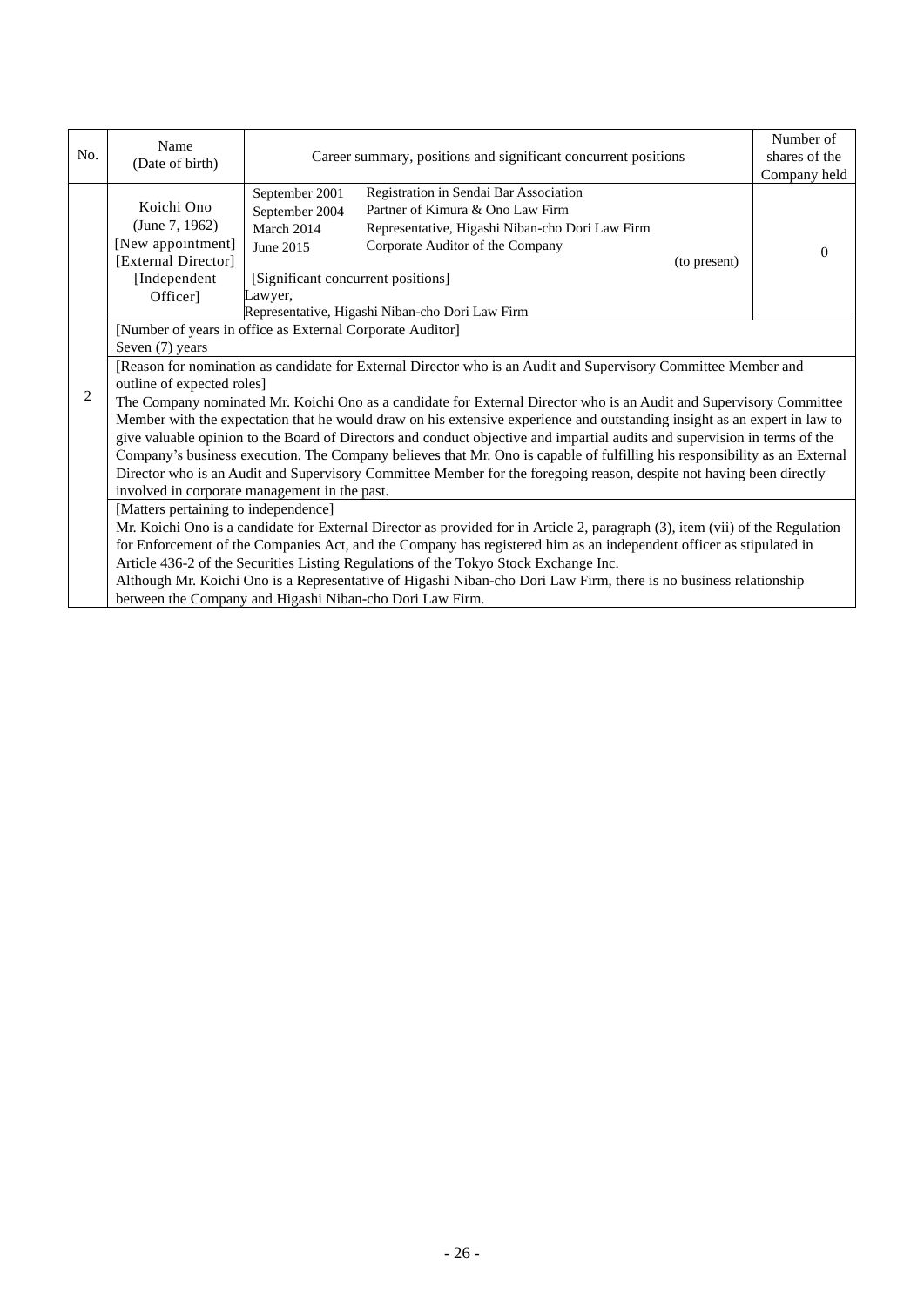| No. | Name (Date of birth) | Career summary, positions and significant concurrent positions | Number of shares of the Company held |
|---|---|---|---|
| 2 | Koichi Ono (June 7, 1962) [New appointment] [External Director] [Independent Officer] | September 2001 Registration in Sendai Bar Association<br>September 2004 Partner of Kimura & Ono Law Firm<br>March 2014 Representative, Higashi Niban-cho Dori Law Firm<br>June 2015 Corporate Auditor of the Company (to present)<br><br>[Significant concurrent positions]<br>Lawyer,<br>Representative, Higashi Niban-cho Dori Law Firm | 0 |
| | [Number of years in office as External Corporate Auditor]<br>Seven (7) years | | |
| | [Reason for nomination as candidate for External Director who is an Audit and Supervisory Committee Member and outline of expected roles]<br>The Company nominated Mr. Koichi Ono as a candidate for External Director who is an Audit and Supervisory Committee Member with the expectation that he would draw on his extensive experience and outstanding insight as an expert in law to give valuable opinion to the Board of Directors and conduct objective and impartial audits and supervision in terms of the Company's business execution. The Company believes that Mr. Ono is capable of fulfilling his responsibility as an External Director who is an Audit and Supervisory Committee Member for the foregoing reason, despite not having been directly involved in corporate management in the past. | | |
| | [Matters pertaining to independence]<br>Mr. Koichi Ono is a candidate for External Director as provided for in Article 2, paragraph (3), item (vii) of the Regulation for Enforcement of the Companies Act, and the Company has registered him as an independent officer as stipulated in Article 436-2 of the Securities Listing Regulations of the Tokyo Stock Exchange Inc.<br>Although Mr. Koichi Ono is a Representative of Higashi Niban-cho Dori Law Firm, there is no business relationship between the Company and Higashi Niban-cho Dori Law Firm. | | |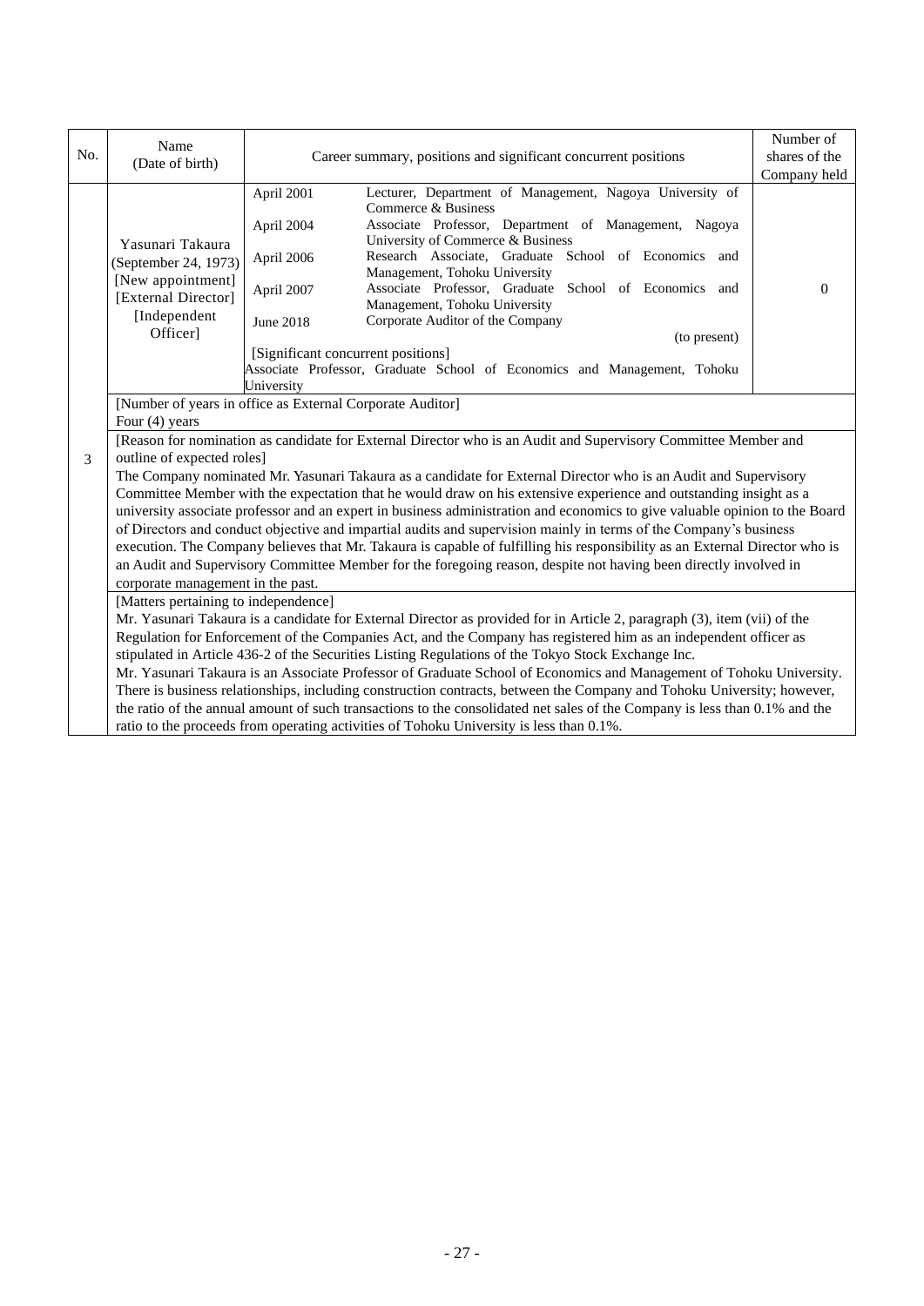| No. | Name (Date of birth) | Career summary, positions and significant concurrent positions | Number of shares of the Company held |
|---|---|---|---|
| 3 | Yasunari Takaura (September 24, 1973) [New appointment] [External Director] [Independent Officer] | April 2001 Lecturer, Department of Management, Nagoya University of Commerce & Business<br>April 2004 Associate Professor, Department of Management, Nagoya University of Commerce & Business<br>April 2006 Research Associate, Graduate School of Economics and Management, Tohoku University<br>April 2007 Associate Professor, Graduate School of Economics and Management, Tohoku University<br>June 2018 Corporate Auditor of the Company (to present)<br>[Significant concurrent positions]<br>Associate Professor, Graduate School of Economics and Management, Tohoku University | 0 |

[Number of years in office as External Corporate Auditor]
Four (4) years

[Reason for nomination as candidate for External Director who is an Audit and Supervisory Committee Member and outline of expected roles]
The Company nominated Mr. Yasunari Takaura as a candidate for External Director who is an Audit and Supervisory Committee Member with the expectation that he would draw on his extensive experience and outstanding insight as a university associate professor and an expert in business administration and economics to give valuable opinion to the Board of Directors and conduct objective and impartial audits and supervision mainly in terms of the Company's business execution. The Company believes that Mr. Takaura is capable of fulfilling his responsibility as an External Director who is an Audit and Supervisory Committee Member for the foregoing reason, despite not having been directly involved in corporate management in the past.

[Matters pertaining to independence]
Mr. Yasunari Takaura is a candidate for External Director as provided for in Article 2, paragraph (3), item (vii) of the Regulation for Enforcement of the Companies Act, and the Company has registered him as an independent officer as stipulated in Article 436-2 of the Securities Listing Regulations of the Tokyo Stock Exchange Inc.
Mr. Yasunari Takaura is an Associate Professor of Graduate School of Economics and Management of Tohoku University. There is business relationships, including construction contracts, between the Company and Tohoku University; however, the ratio of the annual amount of such transactions to the consolidated net sales of the Company is less than 0.1% and the ratio to the proceeds from operating activities of Tohoku University is less than 0.1%.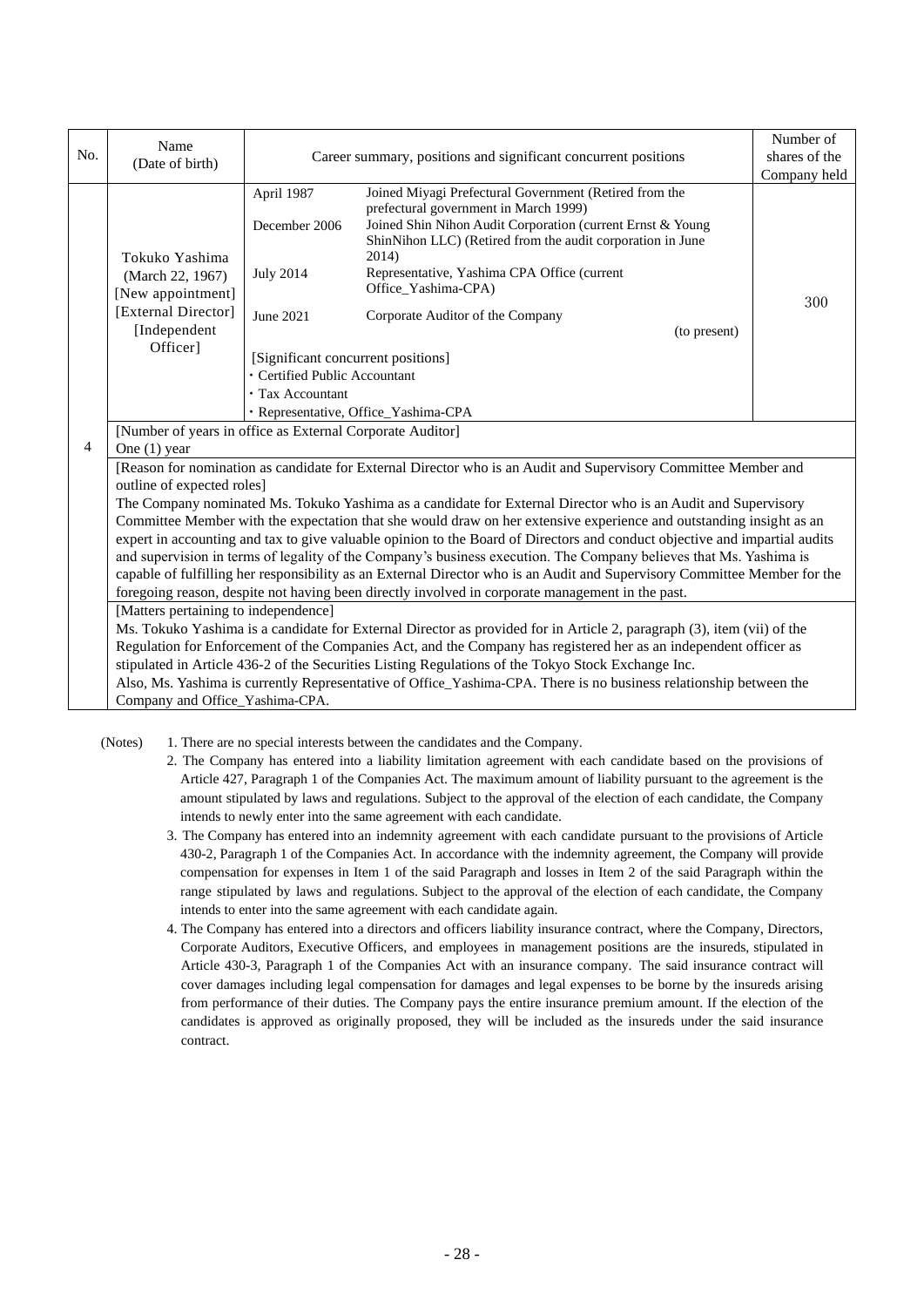| No. | Name (Date of birth) | Career summary, positions and significant concurrent positions | | Number of shares of the Company held |
|---|---|---|---|---|
| 4 | Tokuko Yashima (March 22, 1967) [New appointment] [External Director] [Independent Officer] | April 1987 | Joined Miyagi Prefectural Government (Retired from the prefectural government in March 1999) | 300 |
| | | December 2006 | Joined Shin Nihon Audit Corporation (current Ernst & Young ShinNihon LLC) (Retired from the audit corporation in June 2014) | |
| | | July 2014 | Representative, Yashima CPA Office (current Office_Yashima-CPA) | |
| | | June 2021 | Corporate Auditor of the Company (to present) | |
| | | [Significant concurrent positions]<br>・Certified Public Accountant<br>・Tax Accountant<br>・Representative, Office_Yashima-CPA | | |

[Number of years in office as External Corporate Auditor]
One (1) year

[Reason for nomination as candidate for External Director who is an Audit and Supervisory Committee Member and outline of expected roles]
The Company nominated Ms. Tokuko Yashima as a candidate for External Director who is an Audit and Supervisory Committee Member with the expectation that she would draw on her extensive experience and outstanding insight as an expert in accounting and tax to give valuable opinion to the Board of Directors and conduct objective and impartial audits and supervision in terms of legality of the Company's business execution. The Company believes that Ms. Yashima is capable of fulfilling her responsibility as an External Director who is an Audit and Supervisory Committee Member for the foregoing reason, despite not having been directly involved in corporate management in the past.

[Matters pertaining to independence]
Ms. Tokuko Yashima is a candidate for External Director as provided for in Article 2, paragraph (3), item (vii) of the Regulation for Enforcement of the Companies Act, and the Company has registered her as an independent officer as stipulated in Article 436-2 of the Securities Listing Regulations of the Tokyo Stock Exchange Inc.
Also, Ms. Yashima is currently Representative of Office_Yashima-CPA. There is no business relationship between the Company and Office_Yashima-CPA.

(Notes)
1. There are no special interests between the candidates and the Company.
2. The Company has entered into a liability limitation agreement with each candidate based on the provisions of Article 427, Paragraph 1 of the Companies Act. The maximum amount of liability pursuant to the agreement is the amount stipulated by laws and regulations. Subject to the approval of the election of each candidate, the Company intends to newly enter into the same agreement with each candidate.
3. The Company has entered into an indemnity agreement with each candidate pursuant to the provisions of Article 430-2, Paragraph 1 of the Companies Act. In accordance with the indemnity agreement, the Company will provide compensation for expenses in Item 1 of the said Paragraph and losses in Item 2 of the said Paragraph within the range stipulated by laws and regulations. Subject to the approval of the election of each candidate, the Company intends to enter into the same agreement with each candidate again.
4. The Company has entered into a directors and officers liability insurance contract, where the Company, Directors, Corporate Auditors, Executive Officers, and employees in management positions are the insureds, stipulated in Article 430-3, Paragraph 1 of the Companies Act with an insurance company. The said insurance contract will cover damages including legal compensation for damages and legal expenses to be borne by the insureds arising from performance of their duties. The Company pays the entire insurance premium amount. If the election of the candidates is approved as originally proposed, they will be included as the insureds under the said insurance contract.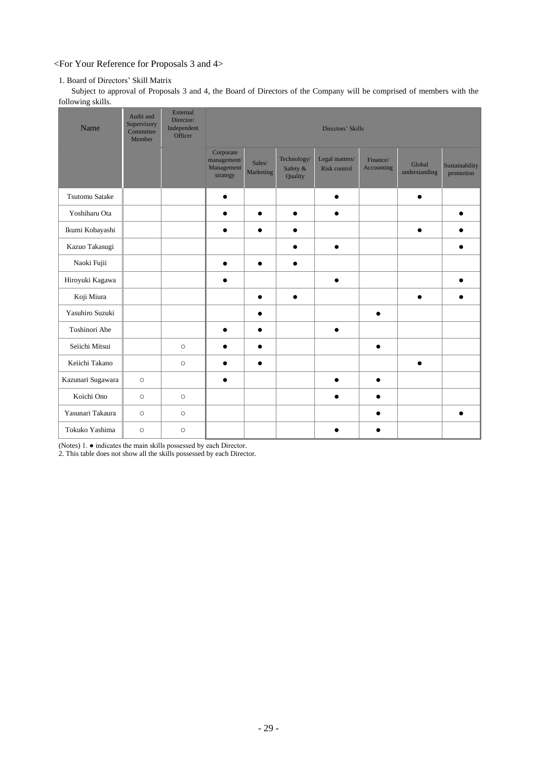<For Your Reference for Proposals 3 and 4>

1. Board of Directors' Skill Matrix

Subject to approval of Proposals 3 and 4, the Board of Directors of the Company will be comprised of members with the following skills.

| Name | Audit and Supervisory Committee Member | External Director/ Independent Officer | Directors' Skills | | | | | | |
|---|---|---|---|---|---|---|---|---|---|
| | | | Corporate management/ Management strategy | Sales/ Marketing | Technology/ Safety & Quality | Legal matters/ Risk control | Finance/ Accounting | Global understanding | Sustainability promotion |
| Tsutomu Satake | | | ● | | | ● | | ● | |
| Yoshiharu Ota | | | ● | ● | ● | ● | | | ● |
| Ikumi Kobayashi | | | ● | ● | ● | | | ● | ● |
| Kazuo Takasugi | | | | | ● | ● | | | ● |
| Naoki Fujii | | | ● | ● | ● | | | | |
| Hiroyuki Kagawa | | | ● | | | ● | | | ● |
| Koji Miura | | | | ● | ● | | | ● | ● |
| Yasuhiro Suzuki | | | | ● | | | ● | | |
| Toshinori Abe | | | ● | ● | | ● | | | |
| Seiichi Mitsui | | ○ | ● | ● | | | ● | | |
| Keiichi Takano | | ○ | ● | ● | | | | ● | |
| Kazunari Sugawara | ○ | | ● | | | ● | ● | | |
| Koichi Ono | ○ | ○ | | | | ● | ● | | |
| Yasunari Takaura | ○ | ○ | | | | | ● | | ● |
| Tokuko Yashima | ○ | ○ | | | | ● | ● | | |

(Notes) 1. ● indicates the main skills possessed by each Director.
2. This table does not show all the skills possessed by each Director.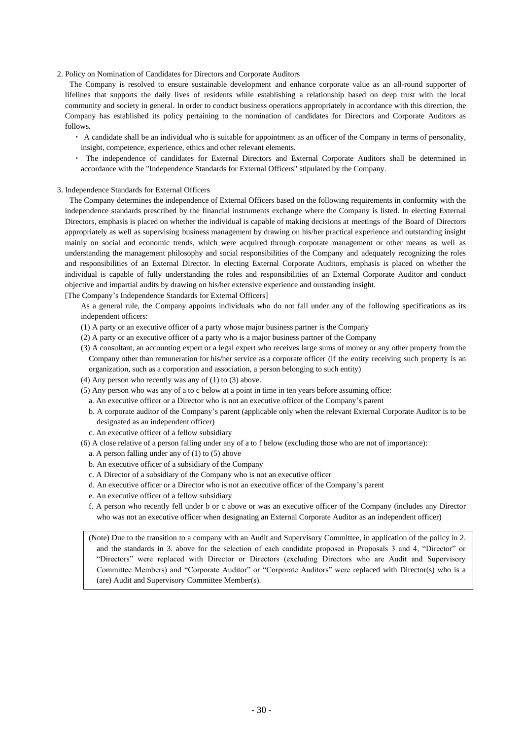## 2. Policy on Nomination of Candidates for Directors and Corporate Auditors

The Company is resolved to ensure sustainable development and enhance corporate value as an all-round supporter of lifelines that supports the daily lives of residents while establishing a relationship based on deep trust with the local community and society in general. In order to conduct business operations appropriately in accordance with this direction, the Company has established its policy pertaining to the nomination of candidates for Directors and Corporate Auditors as follows.

- A candidate shall be an individual who is suitable for appointment as an officer of the Company in terms of personality, insight, competence, experience, ethics and other relevant elements.
- The independence of candidates for External Directors and External Corporate Auditors shall be determined in accordance with the "Independence Standards for External Officers" stipulated by the Company.

## 3. Independence Standards for External Officers

The Company determines the independence of External Officers based on the following requirements in conformity with the independence standards prescribed by the financial instruments exchange where the Company is listed. In electing External Directors, emphasis is placed on whether the individual is capable of making decisions at meetings of the Board of Directors appropriately as well as supervising business management by drawing on his/her practical experience and outstanding insight mainly on social and economic trends, which were acquired through corporate management or other means as well as understanding the management philosophy and social responsibilities of the Company and adequately recognizing the roles and responsibilities of an External Director. In electing External Corporate Auditors, emphasis is placed on whether the individual is capable of fully understanding the roles and responsibilities of an External Corporate Auditor and conduct objective and impartial audits by drawing on his/her extensive experience and outstanding insight.

[The Company's Independence Standards for External Officers]

As a general rule, the Company appoints individuals who do not fall under any of the following specifications as its independent officers:

(1) A party or an executive officer of a party whose major business partner is the Company

(2) A party or an executive officer of a party who is a major business partner of the Company

(3) A consultant, an accounting expert or a legal expert who receives large sums of money or any other property from the Company other than remuneration for his/her service as a corporate officer (if the entity receiving such property is an organization, such as a corporation and association, a person belonging to such entity)

(4) Any person who recently was any of (1) to (3) above.

(5) Any person who was any of a to c below at a point in time in ten years before assuming office:

a. An executive officer or a Director who is not an executive officer of the Company's parent

b. A corporate auditor of the Company's parent (applicable only when the relevant External Corporate Auditor is to be designated as an independent officer)

c. An executive officer of a fellow subsidiary

(6) A close relative of a person falling under any of a to f below (excluding those who are not of importance):

a. A person falling under any of (1) to (5) above

b. An executive officer of a subsidiary of the Company

c. A Director of a subsidiary of the Company who is not an executive officer

d. An executive officer or a Director who is not an executive officer of the Company's parent

e. An executive officer of a fellow subsidiary

f. A person who recently fell under b or c above or was an executive officer of the Company (includes any Director who was not an executive officer when designating an External Corporate Auditor as an independent officer)

(Note) Due to the transition to a company with an Audit and Supervisory Committee, in application of the policy in 2. and the standards in 3. above for the selection of each candidate proposed in Proposals 3 and 4, "Director" or "Directors" were replaced with Director or Directors (excluding Directors who are Audit and Supervisory Committee Members) and "Corporate Auditor" or "Corporate Auditors" were replaced with Director(s) who is a (are) Audit and Supervisory Committee Member(s).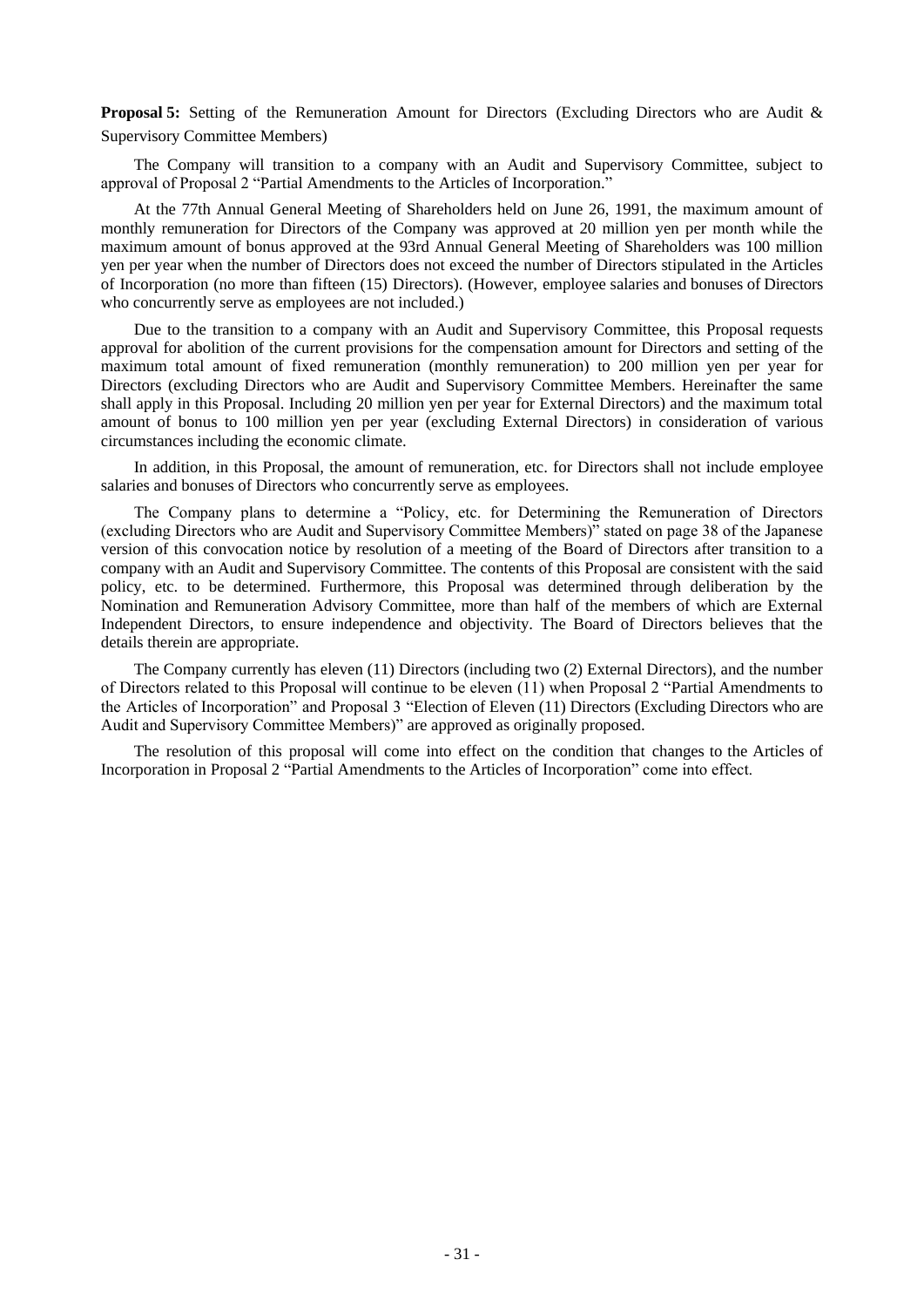**Proposal 5:** Setting of the Remuneration Amount for Directors (Excluding Directors who are Audit & Supervisory Committee Members)

The Company will transition to a company with an Audit and Supervisory Committee, subject to approval of Proposal 2 "Partial Amendments to the Articles of Incorporation."

At the 77th Annual General Meeting of Shareholders held on June 26, 1991, the maximum amount of monthly remuneration for Directors of the Company was approved at 20 million yen per month while the maximum amount of bonus approved at the 93rd Annual General Meeting of Shareholders was 100 million yen per year when the number of Directors does not exceed the number of Directors stipulated in the Articles of Incorporation (no more than fifteen (15) Directors). (However, employee salaries and bonuses of Directors who concurrently serve as employees are not included.)

Due to the transition to a company with an Audit and Supervisory Committee, this Proposal requests approval for abolition of the current provisions for the compensation amount for Directors and setting of the maximum total amount of fixed remuneration (monthly remuneration) to 200 million yen per year for Directors (excluding Directors who are Audit and Supervisory Committee Members. Hereinafter the same shall apply in this Proposal. Including 20 million yen per year for External Directors) and the maximum total amount of bonus to 100 million yen per year (excluding External Directors) in consideration of various circumstances including the economic climate.

In addition, in this Proposal, the amount of remuneration, etc. for Directors shall not include employee salaries and bonuses of Directors who concurrently serve as employees.

The Company plans to determine a "Policy, etc. for Determining the Remuneration of Directors (excluding Directors who are Audit and Supervisory Committee Members)" stated on page 38 of the Japanese version of this convocation notice by resolution of a meeting of the Board of Directors after transition to a company with an Audit and Supervisory Committee. The contents of this Proposal are consistent with the said policy, etc. to be determined. Furthermore, this Proposal was determined through deliberation by the Nomination and Remuneration Advisory Committee, more than half of the members of which are External Independent Directors, to ensure independence and objectivity. The Board of Directors believes that the details therein are appropriate.

The Company currently has eleven (11) Directors (including two (2) External Directors), and the number of Directors related to this Proposal will continue to be eleven (11) when Proposal 2 "Partial Amendments to the Articles of Incorporation" and Proposal 3 "Election of Eleven (11) Directors (Excluding Directors who are Audit and Supervisory Committee Members)" are approved as originally proposed.

The resolution of this proposal will come into effect on the condition that changes to the Articles of Incorporation in Proposal 2 "Partial Amendments to the Articles of Incorporation" come into effect.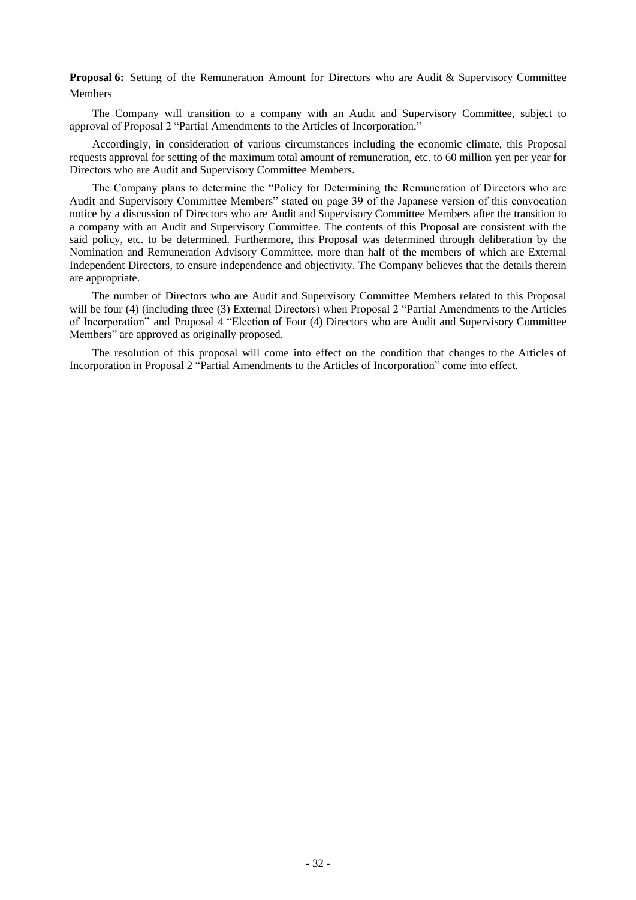**Proposal 6:** Setting of the Remuneration Amount for Directors who are Audit & Supervisory Committee Members

The Company will transition to a company with an Audit and Supervisory Committee, subject to approval of Proposal 2 "Partial Amendments to the Articles of Incorporation."

Accordingly, in consideration of various circumstances including the economic climate, this Proposal requests approval for setting of the maximum total amount of remuneration, etc. to 60 million yen per year for Directors who are Audit and Supervisory Committee Members.

The Company plans to determine the "Policy for Determining the Remuneration of Directors who are Audit and Supervisory Committee Members" stated on page 39 of the Japanese version of this convocation notice by a discussion of Directors who are Audit and Supervisory Committee Members after the transition to a company with an Audit and Supervisory Committee. The contents of this Proposal are consistent with the said policy, etc. to be determined. Furthermore, this Proposal was determined through deliberation by the Nomination and Remuneration Advisory Committee, more than half of the members of which are External Independent Directors, to ensure independence and objectivity. The Company believes that the details therein are appropriate.

The number of Directors who are Audit and Supervisory Committee Members related to this Proposal will be four (4) (including three (3) External Directors) when Proposal 2 "Partial Amendments to the Articles of Incorporation" and Proposal 4 "Election of Four (4) Directors who are Audit and Supervisory Committee Members" are approved as originally proposed.

The resolution of this proposal will come into effect on the condition that changes to the Articles of Incorporation in Proposal 2 "Partial Amendments to the Articles of Incorporation" come into effect.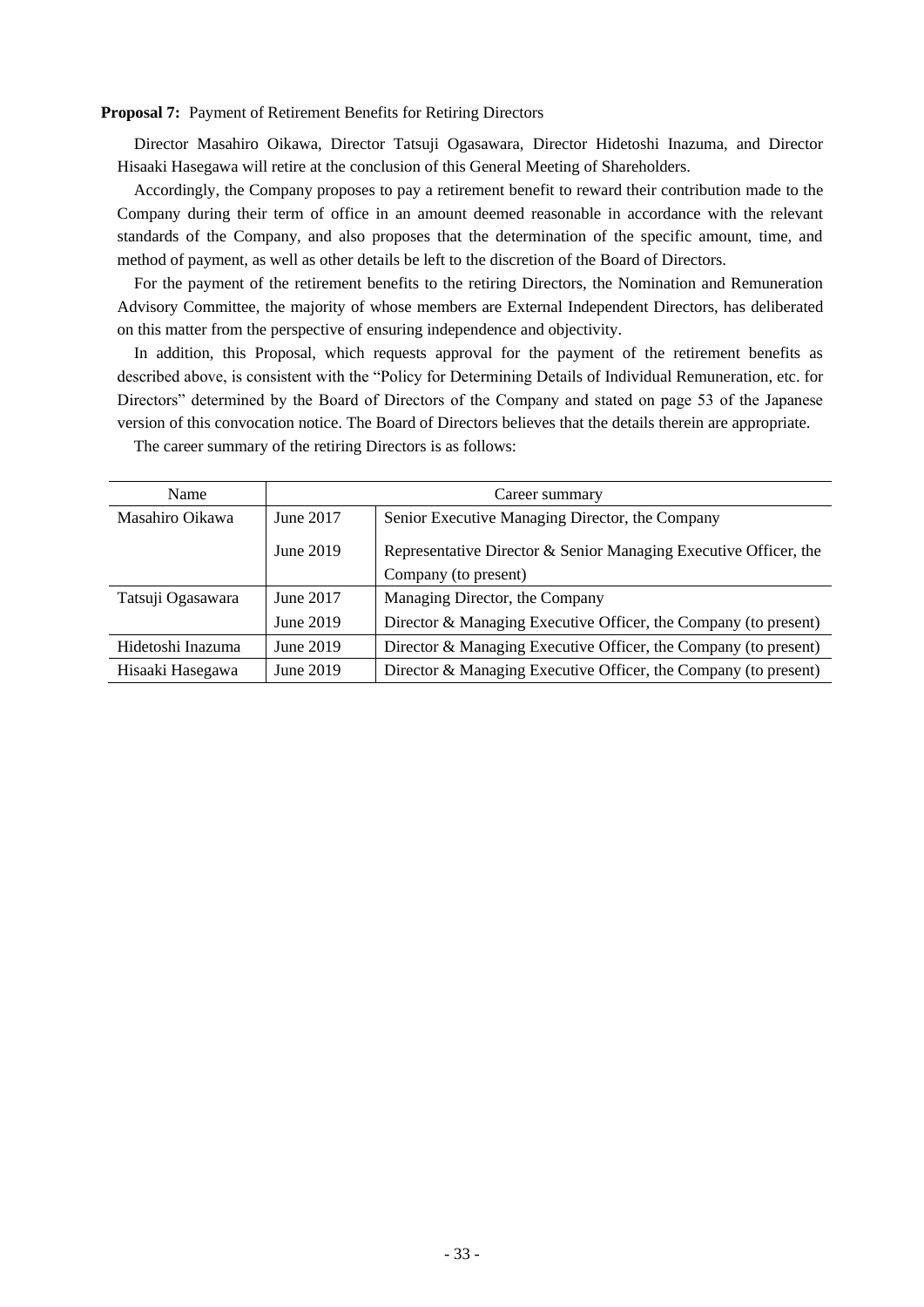**Proposal 7:** Payment of Retirement Benefits for Retiring Directors

Director Masahiro Oikawa, Director Tatsuji Ogasawara, Director Hidetoshi Inazuma, and Director Hisaaki Hasegawa will retire at the conclusion of this General Meeting of Shareholders.

Accordingly, the Company proposes to pay a retirement benefit to reward their contribution made to the Company during their term of office in an amount deemed reasonable in accordance with the relevant standards of the Company, and also proposes that the determination of the specific amount, time, and method of payment, as well as other details be left to the discretion of the Board of Directors.

For the payment of the retirement benefits to the retiring Directors, the Nomination and Remuneration Advisory Committee, the majority of whose members are External Independent Directors, has deliberated on this matter from the perspective of ensuring independence and objectivity.

In addition, this Proposal, which requests approval for the payment of the retirement benefits as described above, is consistent with the "Policy for Determining Details of Individual Remuneration, etc. for Directors" determined by the Board of Directors of the Company and stated on page 53 of the Japanese version of this convocation notice. The Board of Directors believes that the details therein are appropriate.

The career summary of the retiring Directors is as follows:

| Name | Career summary | |
|---|---|---|
| Masahiro Oikawa | June 2017 | Senior Executive Managing Director, the Company |
| | June 2019 | Representative Director & Senior Managing Executive Officer, the Company (to present) |
| Tatsuji Ogasawara | June 2017 | Managing Director, the Company |
| | June 2019 | Director & Managing Executive Officer, the Company (to present) |
| Hidetoshi Inazuma | June 2019 | Director & Managing Executive Officer, the Company (to present) |
| Hisaaki Hasegawa | June 2019 | Director & Managing Executive Officer, the Company (to present) |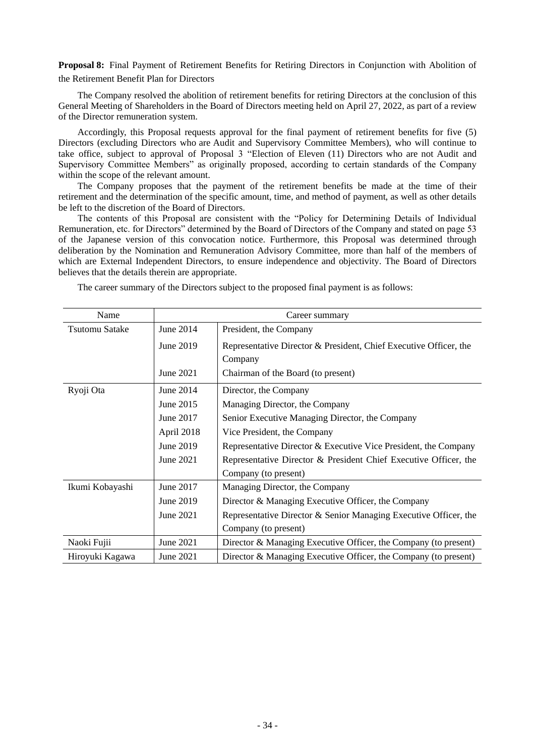**Proposal 8:** Final Payment of Retirement Benefits for Retiring Directors in Conjunction with Abolition of the Retirement Benefit Plan for Directors

The Company resolved the abolition of retirement benefits for retiring Directors at the conclusion of this General Meeting of Shareholders in the Board of Directors meeting held on April 27, 2022, as part of a review of the Director remuneration system.

Accordingly, this Proposal requests approval for the final payment of retirement benefits for five (5) Directors (excluding Directors who are Audit and Supervisory Committee Members), who will continue to take office, subject to approval of Proposal 3 "Election of Eleven (11) Directors who are not Audit and Supervisory Committee Members" as originally proposed, according to certain standards of the Company within the scope of the relevant amount.

The Company proposes that the payment of the retirement benefits be made at the time of their retirement and the determination of the specific amount, time, and method of payment, as well as other details be left to the discretion of the Board of Directors.

The contents of this Proposal are consistent with the "Policy for Determining Details of Individual Remuneration, etc. for Directors" determined by the Board of Directors of the Company and stated on page 53 of the Japanese version of this convocation notice. Furthermore, this Proposal was determined through deliberation by the Nomination and Remuneration Advisory Committee, more than half of the members of which are External Independent Directors, to ensure independence and objectivity. The Board of Directors believes that the details therein are appropriate.

The career summary of the Directors subject to the proposed final payment is as follows:

| Name | Career summary | |
|---|---|---|
| Tsutomu Satake | June 2014 | President, the Company |
| | June 2019 | Representative Director & President, Chief Executive Officer, the Company |
| | June 2021 | Chairman of the Board (to present) |
| Ryoji Ota | June 2014 | Director, the Company |
| | June 2015 | Managing Director, the Company |
| | June 2017 | Senior Executive Managing Director, the Company |
| | April 2018 | Vice President, the Company |
| | June 2019 | Representative Director & Executive Vice President, the Company |
| | June 2021 | Representative Director & President Chief Executive Officer, the Company (to present) |
| Ikumi Kobayashi | June 2017 | Managing Director, the Company |
| | June 2019 | Director & Managing Executive Officer, the Company |
| | June 2021 | Representative Director & Senior Managing Executive Officer, the Company (to present) |
| Naoki Fujii | June 2021 | Director & Managing Executive Officer, the Company (to present) |
| Hiroyuki Kagawa | June 2021 | Director & Managing Executive Officer, the Company (to present) |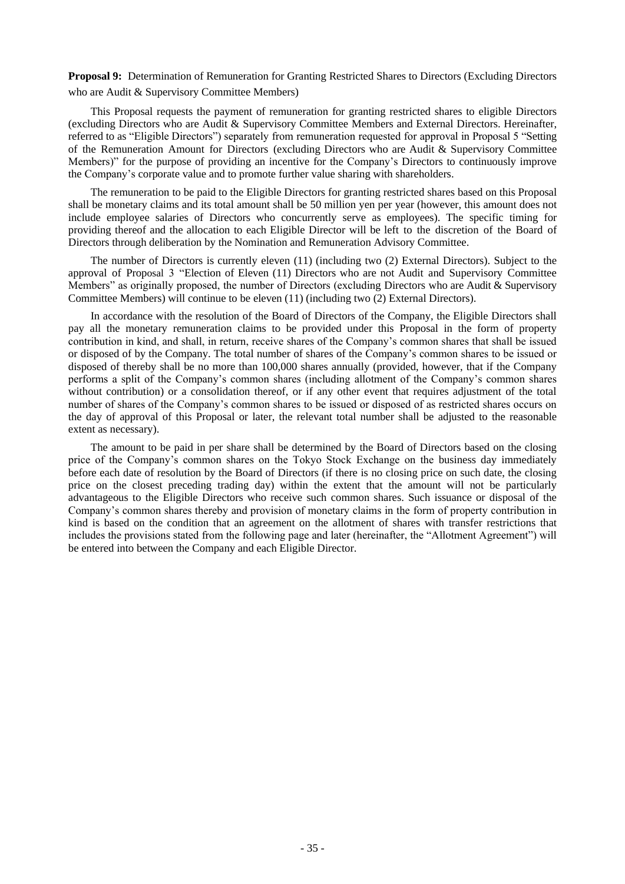**Proposal 9:** Determination of Remuneration for Granting Restricted Shares to Directors (Excluding Directors who are Audit & Supervisory Committee Members)

This Proposal requests the payment of remuneration for granting restricted shares to eligible Directors (excluding Directors who are Audit & Supervisory Committee Members and External Directors. Hereinafter, referred to as "Eligible Directors") separately from remuneration requested for approval in Proposal 5 "Setting of the Remuneration Amount for Directors (excluding Directors who are Audit & Supervisory Committee Members)" for the purpose of providing an incentive for the Company's Directors to continuously improve the Company's corporate value and to promote further value sharing with shareholders.

The remuneration to be paid to the Eligible Directors for granting restricted shares based on this Proposal shall be monetary claims and its total amount shall be 50 million yen per year (however, this amount does not include employee salaries of Directors who concurrently serve as employees). The specific timing for providing thereof and the allocation to each Eligible Director will be left to the discretion of the Board of Directors through deliberation by the Nomination and Remuneration Advisory Committee.

The number of Directors is currently eleven (11) (including two (2) External Directors). Subject to the approval of Proposal 3 "Election of Eleven (11) Directors who are not Audit and Supervisory Committee Members" as originally proposed, the number of Directors (excluding Directors who are Audit & Supervisory Committee Members) will continue to be eleven (11) (including two (2) External Directors).

In accordance with the resolution of the Board of Directors of the Company, the Eligible Directors shall pay all the monetary remuneration claims to be provided under this Proposal in the form of property contribution in kind, and shall, in return, receive shares of the Company's common shares that shall be issued or disposed of by the Company. The total number of shares of the Company's common shares to be issued or disposed of thereby shall be no more than 100,000 shares annually (provided, however, that if the Company performs a split of the Company's common shares (including allotment of the Company's common shares without contribution) or a consolidation thereof, or if any other event that requires adjustment of the total number of shares of the Company's common shares to be issued or disposed of as restricted shares occurs on the day of approval of this Proposal or later, the relevant total number shall be adjusted to the reasonable extent as necessary).

The amount to be paid in per share shall be determined by the Board of Directors based on the closing price of the Company's common shares on the Tokyo Stock Exchange on the business day immediately before each date of resolution by the Board of Directors (if there is no closing price on such date, the closing price on the closest preceding trading day) within the extent that the amount will not be particularly advantageous to the Eligible Directors who receive such common shares. Such issuance or disposal of the Company's common shares thereby and provision of monetary claims in the form of property contribution in kind is based on the condition that an agreement on the allotment of shares with transfer restrictions that includes the provisions stated from the following page and later (hereinafter, the "Allotment Agreement") will be entered into between the Company and each Eligible Director.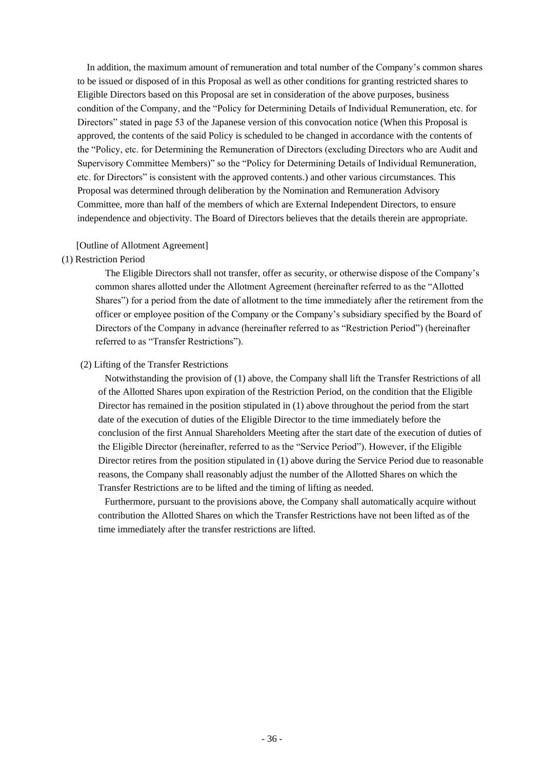In addition, the maximum amount of remuneration and total number of the Company's common shares to be issued or disposed of in this Proposal as well as other conditions for granting restricted shares to Eligible Directors based on this Proposal are set in consideration of the above purposes, business condition of the Company, and the "Policy for Determining Details of Individual Remuneration, etc. for Directors" stated in page 53 of the Japanese version of this convocation notice (When this Proposal is approved, the contents of the said Policy is scheduled to be changed in accordance with the contents of the "Policy, etc. for Determining the Remuneration of Directors (excluding Directors who are Audit and Supervisory Committee Members)" so the "Policy for Determining Details of Individual Remuneration, etc. for Directors" is consistent with the approved contents.) and other various circumstances. This Proposal was determined through deliberation by the Nomination and Remuneration Advisory Committee, more than half of the members of which are External Independent Directors, to ensure independence and objectivity. The Board of Directors believes that the details therein are appropriate.

[Outline of Allotment Agreement]

(1) Restriction Period

The Eligible Directors shall not transfer, offer as security, or otherwise dispose of the Company's common shares allotted under the Allotment Agreement (hereinafter referred to as the "Allotted Shares") for a period from the date of allotment to the time immediately after the retirement from the officer or employee position of the Company or the Company's subsidiary specified by the Board of Directors of the Company in advance (hereinafter referred to as "Restriction Period") (hereinafter referred to as "Transfer Restrictions").

(2) Lifting of the Transfer Restrictions

Notwithstanding the provision of (1) above, the Company shall lift the Transfer Restrictions of all of the Allotted Shares upon expiration of the Restriction Period, on the condition that the Eligible Director has remained in the position stipulated in (1) above throughout the period from the start date of the execution of duties of the Eligible Director to the time immediately before the conclusion of the first Annual Shareholders Meeting after the start date of the execution of duties of the Eligible Director (hereinafter, referred to as the "Service Period"). However, if the Eligible Director retires from the position stipulated in (1) above during the Service Period due to reasonable reasons, the Company shall reasonably adjust the number of the Allotted Shares on which the Transfer Restrictions are to be lifted and the timing of lifting as needed.

Furthermore, pursuant to the provisions above, the Company shall automatically acquire without contribution the Allotted Shares on which the Transfer Restrictions have not been lifted as of the time immediately after the transfer restrictions are lifted.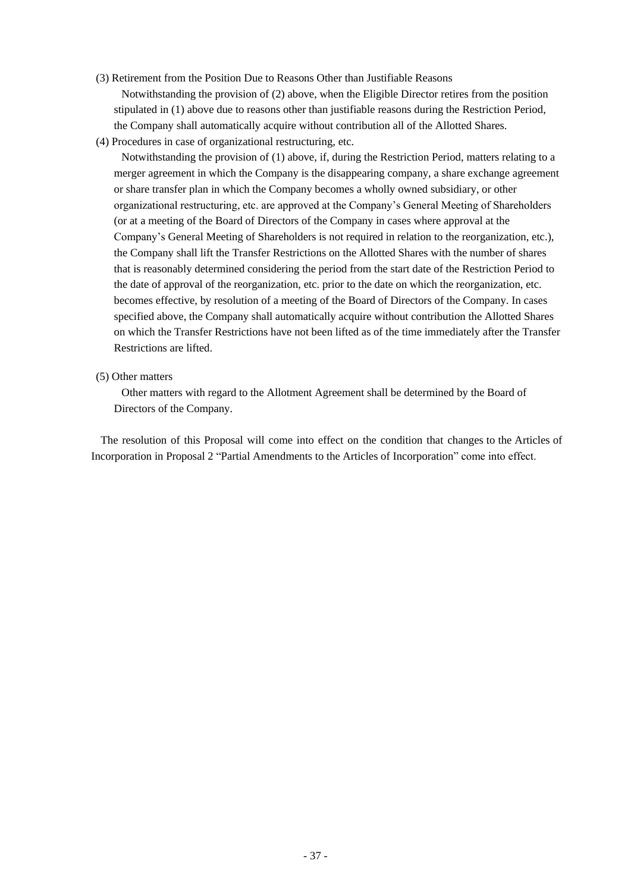(3) Retirement from the Position Due to Reasons Other than Justifiable Reasons

Notwithstanding the provision of (2) above, when the Eligible Director retires from the position stipulated in (1) above due to reasons other than justifiable reasons during the Restriction Period, the Company shall automatically acquire without contribution all of the Allotted Shares.

(4) Procedures in case of organizational restructuring, etc.

Notwithstanding the provision of (1) above, if, during the Restriction Period, matters relating to a merger agreement in which the Company is the disappearing company, a share exchange agreement or share transfer plan in which the Company becomes a wholly owned subsidiary, or other organizational restructuring, etc. are approved at the Company's General Meeting of Shareholders (or at a meeting of the Board of Directors of the Company in cases where approval at the Company's General Meeting of Shareholders is not required in relation to the reorganization, etc.), the Company shall lift the Transfer Restrictions on the Allotted Shares with the number of shares that is reasonably determined considering the period from the start date of the Restriction Period to the date of approval of the reorganization, etc. prior to the date on which the reorganization, etc. becomes effective, by resolution of a meeting of the Board of Directors of the Company. In cases specified above, the Company shall automatically acquire without contribution the Allotted Shares on which the Transfer Restrictions have not been lifted as of the time immediately after the Transfer Restrictions are lifted.

(5) Other matters

Other matters with regard to the Allotment Agreement shall be determined by the Board of Directors of the Company.

The resolution of this Proposal will come into effect on the condition that changes to the Articles of Incorporation in Proposal 2 "Partial Amendments to the Articles of Incorporation" come into effect.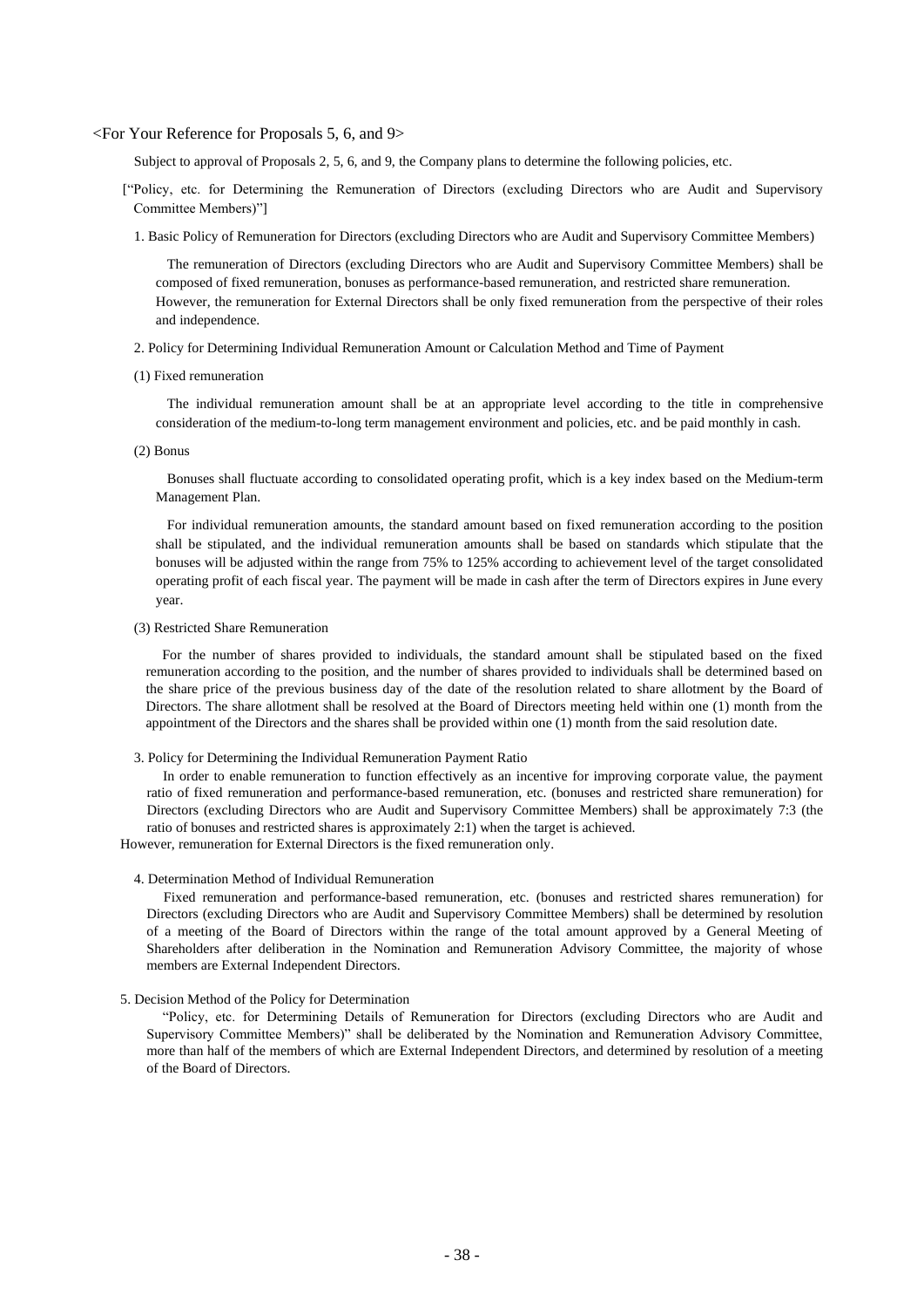<For Your Reference for Proposals 5, 6, and 9>

Subject to approval of Proposals 2, 5, 6, and 9, the Company plans to determine the following policies, etc.

["Policy, etc. for Determining the Remuneration of Directors (excluding Directors who are Audit and Supervisory Committee Members)"]

1. Basic Policy of Remuneration for Directors (excluding Directors who are Audit and Supervisory Committee Members)

The remuneration of Directors (excluding Directors who are Audit and Supervisory Committee Members) shall be composed of fixed remuneration, bonuses as performance-based remuneration, and restricted share remuneration. However, the remuneration for External Directors shall be only fixed remuneration from the perspective of their roles and independence.

2. Policy for Determining Individual Remuneration Amount or Calculation Method and Time of Payment

(1) Fixed remuneration

The individual remuneration amount shall be at an appropriate level according to the title in comprehensive consideration of the medium-to-long term management environment and policies, etc. and be paid monthly in cash.

(2) Bonus

Bonuses shall fluctuate according to consolidated operating profit, which is a key index based on the Medium-term Management Plan.

For individual remuneration amounts, the standard amount based on fixed remuneration according to the position shall be stipulated, and the individual remuneration amounts shall be based on standards which stipulate that the bonuses will be adjusted within the range from 75% to 125% according to achievement level of the target consolidated operating profit of each fiscal year. The payment will be made in cash after the term of Directors expires in June every year.

(3) Restricted Share Remuneration

For the number of shares provided to individuals, the standard amount shall be stipulated based on the fixed remuneration according to the position, and the number of shares provided to individuals shall be determined based on the share price of the previous business day of the date of the resolution related to share allotment by the Board of Directors. The share allotment shall be resolved at the Board of Directors meeting held within one (1) month from the appointment of the Directors and the shares shall be provided within one (1) month from the said resolution date.

3. Policy for Determining the Individual Remuneration Payment Ratio

In order to enable remuneration to function effectively as an incentive for improving corporate value, the payment ratio of fixed remuneration and performance-based remuneration, etc. (bonuses and restricted share remuneration) for Directors (excluding Directors who are Audit and Supervisory Committee Members) shall be approximately 7:3 (the ratio of bonuses and restricted shares is approximately 2:1) when the target is achieved.

However, remuneration for External Directors is the fixed remuneration only.

4. Determination Method of Individual Remuneration

Fixed remuneration and performance-based remuneration, etc. (bonuses and restricted shares remuneration) for Directors (excluding Directors who are Audit and Supervisory Committee Members) shall be determined by resolution of a meeting of the Board of Directors within the range of the total amount approved by a General Meeting of Shareholders after deliberation in the Nomination and Remuneration Advisory Committee, the majority of whose members are External Independent Directors.

5. Decision Method of the Policy for Determination

"Policy, etc. for Determining Details of Remuneration for Directors (excluding Directors who are Audit and Supervisory Committee Members)" shall be deliberated by the Nomination and Remuneration Advisory Committee, more than half of the members of which are External Independent Directors, and determined by resolution of a meeting of the Board of Directors.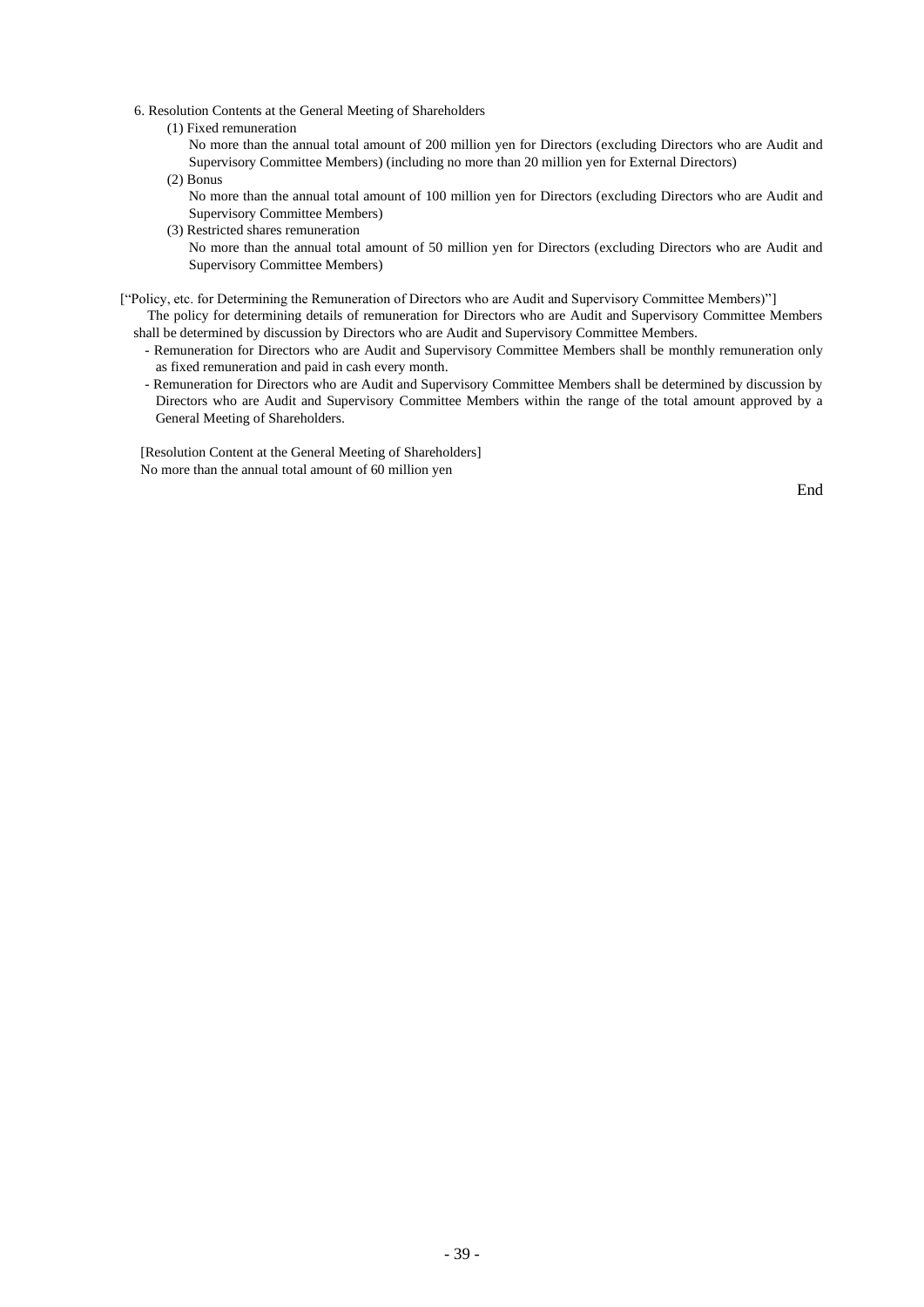6. Resolution Contents at the General Meeting of Shareholders

(1) Fixed remuneration

No more than the annual total amount of 200 million yen for Directors (excluding Directors who are Audit and Supervisory Committee Members) (including no more than 20 million yen for External Directors)

(2) Bonus

No more than the annual total amount of 100 million yen for Directors (excluding Directors who are Audit and Supervisory Committee Members)

(3) Restricted shares remuneration

No more than the annual total amount of 50 million yen for Directors (excluding Directors who are Audit and Supervisory Committee Members)

["Policy, etc. for Determining the Remuneration of Directors who are Audit and Supervisory Committee Members)"]

The policy for determining details of remuneration for Directors who are Audit and Supervisory Committee Members shall be determined by discussion by Directors who are Audit and Supervisory Committee Members.

- Remuneration for Directors who are Audit and Supervisory Committee Members shall be monthly remuneration only as fixed remuneration and paid in cash every month.
- Remuneration for Directors who are Audit and Supervisory Committee Members shall be determined by discussion by Directors who are Audit and Supervisory Committee Members within the range of the total amount approved by a General Meeting of Shareholders.

[Resolution Content at the General Meeting of Shareholders]

No more than the annual total amount of 60 million yen

End